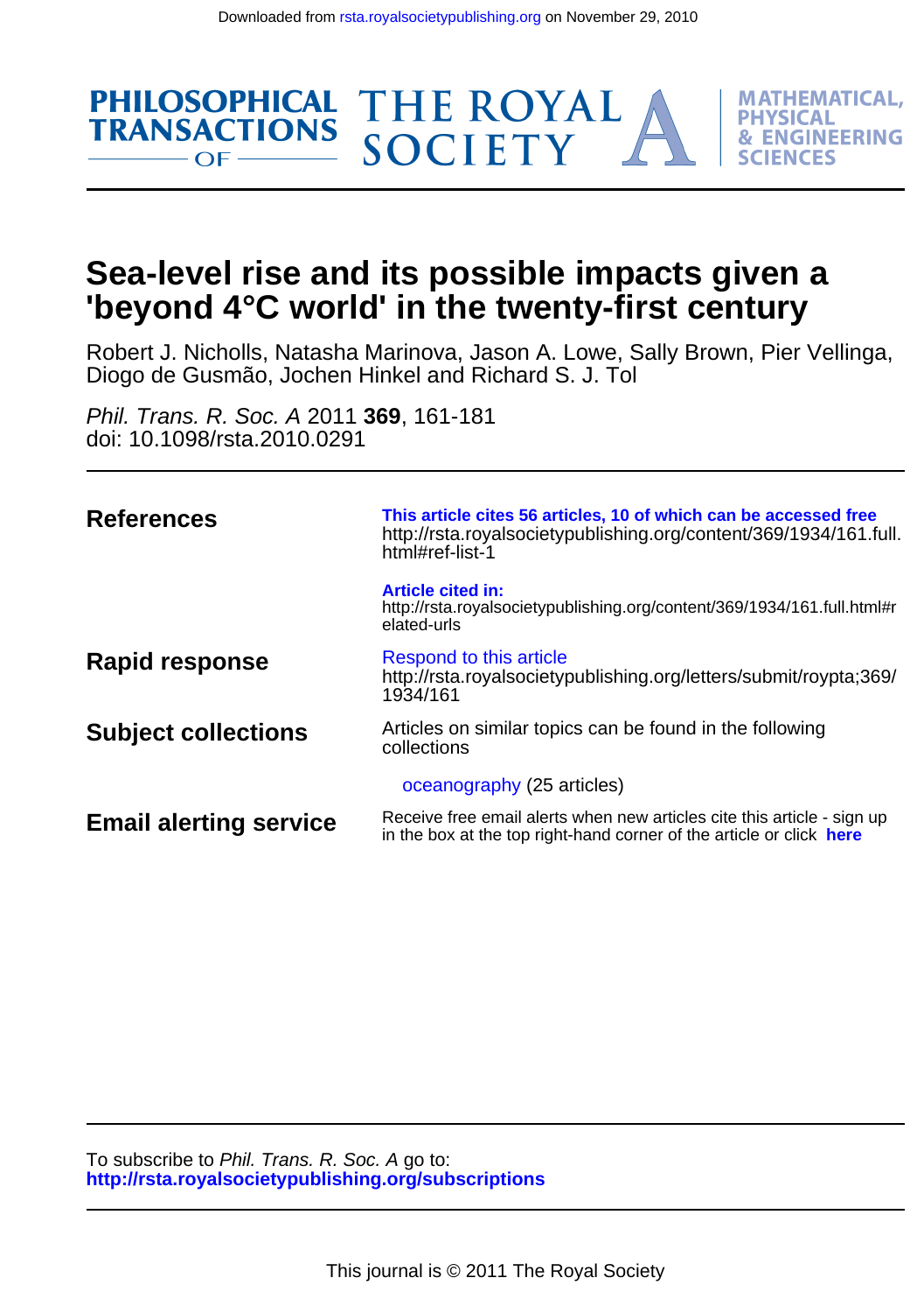Downloaded from rsta.royalsocietypublishing.org on November 29, 2010

PHILOSOPHICAL TRANSACTIONS OF THE ROYAL SOCIETY A MATHEMATICAL, PHYSICAL & ENGINEERING SCIENCES

# Sea-level rise and its possible impacts given a 'beyond 4°C world' in the twenty-first century

Robert J. Nicholls, Natasha Marinova, Jason A. Lowe, Sally Brown, Pier Vellinga, Diogo de Gusmão, Jochen Hinkel and Richard S. J. Tol

*Phil. Trans. R. Soc. A* 2011 **369**, 161-181
doi: 10.1098/rsta.2010.0291

**References**

**This article cites 56 articles, 10 of which can be accessed free**
http://rsta.royalsocietypublishing.org/content/369/1934/161.full.html#ref-list-1

**Article cited in:**
http://rsta.royalsocietypublishing.org/content/369/1934/161.full.html#related-urls

**Rapid response**

Respond to this article
http://rsta.royalsocietypublishing.org/letters/submit/roypta;369/1934/161

**Subject collections**

Articles on similar topics can be found in the following collections

oceanography (25 articles)

**Email alerting service**

Receive free email alerts when new articles cite this article - sign up in the box at the top right-hand corner of the article or click **here**

To subscribe to *Phil. Trans. R. Soc. A* go to:
**http://rsta.royalsocietypublishing.org/subscriptions**

This journal is © 2011 The Royal Society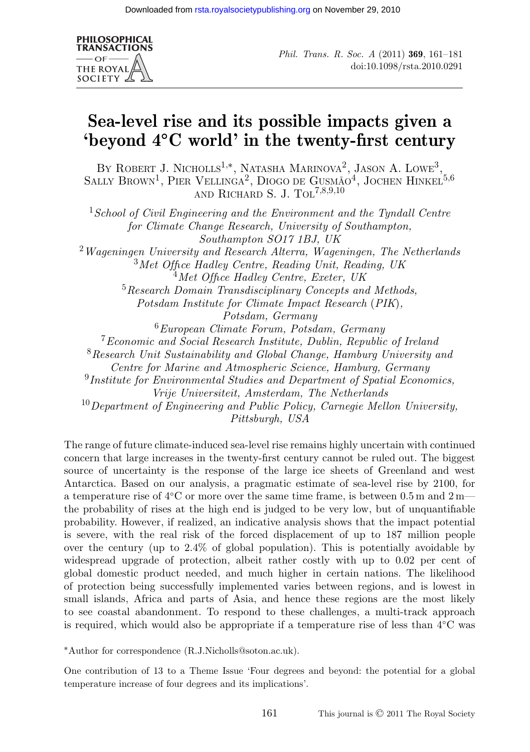# Sea-level rise and its possible impacts given a 'beyond 4°C world' in the twenty-first century

By Robert J. Nicholls[1,*], Natasha Marinova[2], Jason A. Lowe[3], Sally Brown[1], Pier Vellinga[2], Diogo de Gusmão[4], Jochen Hinkel[5,6] and Richard S. J. Tol[7,8,9,10]

[1] *School of Civil Engineering and the Environment and the Tyndall Centre for Climate Change Research, University of Southampton, Southampton SO17 1BJ, UK*
[2] *Wageningen University and Research Alterra, Wageningen, The Netherlands*
[3] *Met Office Hadley Centre, Reading Unit, Reading, UK*
[4] *Met Office Hadley Centre, Exeter, UK*
[5] *Research Domain Transdisciplinary Concepts and Methods, Potsdam Institute for Climate Impact Research (PIK), Potsdam, Germany*
[6] *European Climate Forum, Potsdam, Germany*
[7] *Economic and Social Research Institute, Dublin, Republic of Ireland*
[8] *Research Unit Sustainability and Global Change, Hamburg University and Centre for Marine and Atmospheric Science, Hamburg, Germany*
[9] *Institute for Environmental Studies and Department of Spatial Economics, Vrije Universiteit, Amsterdam, The Netherlands*
[10] *Department of Engineering and Public Policy, Carnegie Mellon University, Pittsburgh, USA*

The range of future climate-induced sea-level rise remains highly uncertain with continued concern that large increases in the twenty-first century cannot be ruled out. The biggest source of uncertainty is the response of the large ice sheets of Greenland and west Antarctica. Based on our analysis, a pragmatic estimate of sea-level rise by 2100, for a temperature rise of 4°C or more over the same time frame, is between 0.5 m and 2 m—the probability of rises at the high end is judged to be very low, but of unquantifiable probability. However, if realized, an indicative analysis shows that the impact potential is severe, with the real risk of the forced displacement of up to 187 million people over the century (up to 2.4% of global population). This is potentially avoidable by widespread upgrade of protection, albeit rather costly with up to 0.02 per cent of global domestic product needed, and much higher in certain nations. The likelihood of protection being successfully implemented varies between regions, and is lowest in small islands, Africa and parts of Asia, and hence these regions are the most likely to see coastal abandonment. To respond to these challenges, a multi-track approach is required, which would also be appropriate if a temperature rise of less than 4°C was

*Author for correspondence (R.J.Nicholls@soton.ac.uk).

One contribution of 13 to a Theme Issue 'Four degrees and beyond: the potential for a global temperature increase of four degrees and its implications'.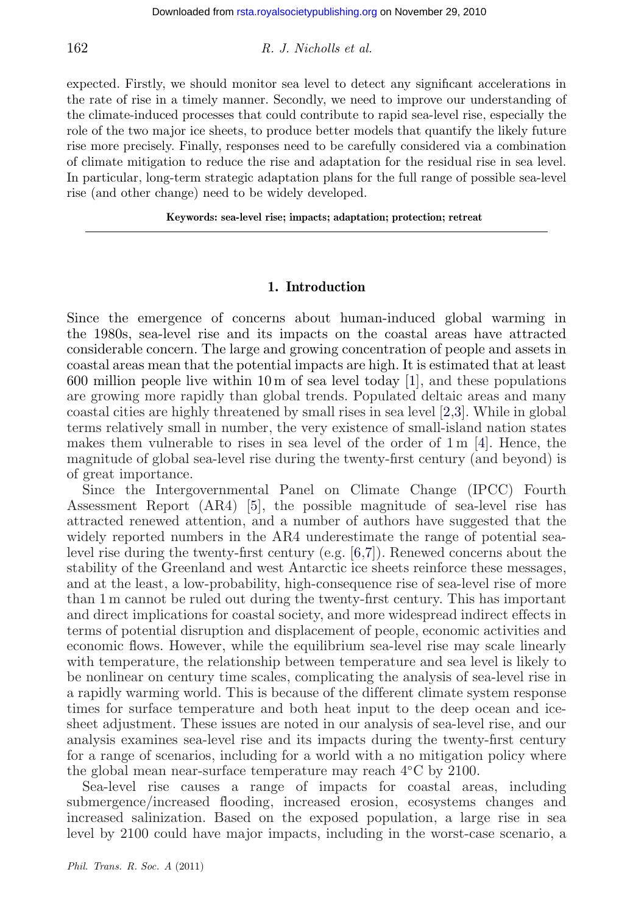expected. Firstly, we should monitor sea level to detect any significant accelerations in the rate of rise in a timely manner. Secondly, we need to improve our understanding of the climate-induced processes that could contribute to rapid sea-level rise, especially the role of the two major ice sheets, to produce better models that quantify the likely future rise more precisely. Finally, responses need to be carefully considered via a combination of climate mitigation to reduce the rise and adaptation for the residual rise in sea level. In particular, long-term strategic adaptation plans for the full range of possible sea-level rise (and other change) need to be widely developed.

**Keywords: sea-level rise; impacts; adaptation; protection; retreat**

## 1. Introduction

Since the emergence of concerns about human-induced global warming in the 1980s, sea-level rise and its impacts on the coastal areas have attracted considerable concern. The large and growing concentration of people and assets in coastal areas mean that the potential impacts are high. It is estimated that at least 600 million people live within 10 m of sea level today [1], and these populations are growing more rapidly than global trends. Populated deltaic areas and many coastal cities are highly threatened by small rises in sea level [2,3]. While in global terms relatively small in number, the very existence of small-island nation states makes them vulnerable to rises in sea level of the order of 1 m [4]. Hence, the magnitude of global sea-level rise during the twenty-first century (and beyond) is of great importance.

Since the Intergovernmental Panel on Climate Change (IPCC) Fourth Assessment Report (AR4) [5], the possible magnitude of sea-level rise has attracted renewed attention, and a number of authors have suggested that the widely reported numbers in the AR4 underestimate the range of potential sea-level rise during the twenty-first century (e.g. [6,7]). Renewed concerns about the stability of the Greenland and west Antarctic ice sheets reinforce these messages, and at the least, a low-probability, high-consequence rise of sea-level rise of more than 1 m cannot be ruled out during the twenty-first century. This has important and direct implications for coastal society, and more widespread indirect effects in terms of potential disruption and displacement of people, economic activities and economic flows. However, while the equilibrium sea-level rise may scale linearly with temperature, the relationship between temperature and sea level is likely to be nonlinear on century time scales, complicating the analysis of sea-level rise in a rapidly warming world. This is because of the different climate system response times for surface temperature and both heat input to the deep ocean and ice-sheet adjustment. These issues are noted in our analysis of sea-level rise, and our analysis examines sea-level rise and its impacts during the twenty-first century for a range of scenarios, including for a world with a no mitigation policy where the global mean near-surface temperature may reach 4°C by 2100.

Sea-level rise causes a range of impacts for coastal areas, including submergence/increased flooding, increased erosion, ecosystems changes and increased salinization. Based on the exposed population, a large rise in sea level by 2100 could have major impacts, including in the worst-case scenario, a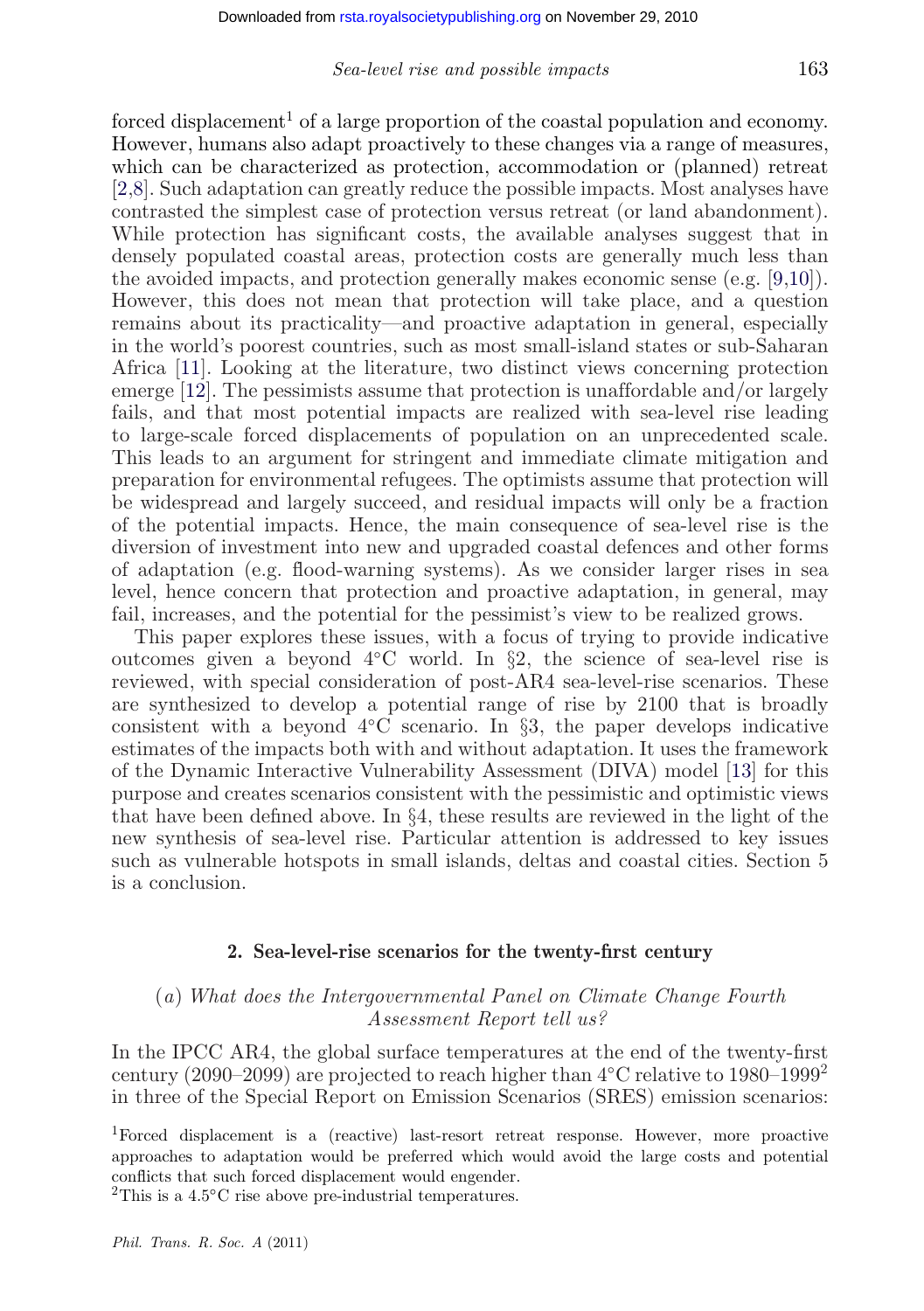forced displacement[1] of a large proportion of the coastal population and economy. However, humans also adapt proactively to these changes via a range of measures, which can be characterized as protection, accommodation or (planned) retreat [2,8]. Such adaptation can greatly reduce the possible impacts. Most analyses have contrasted the simplest case of protection versus retreat (or land abandonment). While protection has significant costs, the available analyses suggest that in densely populated coastal areas, protection costs are generally much less than the avoided impacts, and protection generally makes economic sense (e.g. [9,10]). However, this does not mean that protection will take place, and a question remains about its practicality—and proactive adaptation in general, especially in the world's poorest countries, such as most small-island states or sub-Saharan Africa [11]. Looking at the literature, two distinct views concerning protection emerge [12]. The pessimists assume that protection is unaffordable and/or largely fails, and that most potential impacts are realized with sea-level rise leading to large-scale forced displacements of population on an unprecedented scale. This leads to an argument for stringent and immediate climate mitigation and preparation for environmental refugees. The optimists assume that protection will be widespread and largely succeed, and residual impacts will only be a fraction of the potential impacts. Hence, the main consequence of sea-level rise is the diversion of investment into new and upgraded coastal defences and other forms of adaptation (e.g. flood-warning systems). As we consider larger rises in sea level, hence concern that protection and proactive adaptation, in general, may fail, increases, and the potential for the pessimist's view to be realized grows.

This paper explores these issues, with a focus of trying to provide indicative outcomes given a beyond 4°C world. In §2, the science of sea-level rise is reviewed, with special consideration of post-AR4 sea-level-rise scenarios. These are synthesized to develop a potential range of rise by 2100 that is broadly consistent with a beyond 4°C scenario. In §3, the paper develops indicative estimates of the impacts both with and without adaptation. It uses the framework of the Dynamic Interactive Vulnerability Assessment (DIVA) model [13] for this purpose and creates scenarios consistent with the pessimistic and optimistic views that have been defined above. In §4, these results are reviewed in the light of the new synthesis of sea-level rise. Particular attention is addressed to key issues such as vulnerable hotspots in small islands, deltas and coastal cities. Section 5 is a conclusion.

## 2. Sea-level-rise scenarios for the twenty-first century

### (a) *What does the Intergovernmental Panel on Climate Change Fourth Assessment Report tell us?*

In the IPCC AR4, the global surface temperatures at the end of the twenty-first century (2090–2099) are projected to reach higher than 4°C relative to 1980–1999[2] in three of the Special Report on Emission Scenarios (SRES) emission scenarios:

[1] Forced displacement is a (reactive) last-resort retreat response. However, more proactive approaches to adaptation would be preferred which would avoid the large costs and potential conflicts that such forced displacement would engender.

[2] This is a 4.5°C rise above pre-industrial temperatures.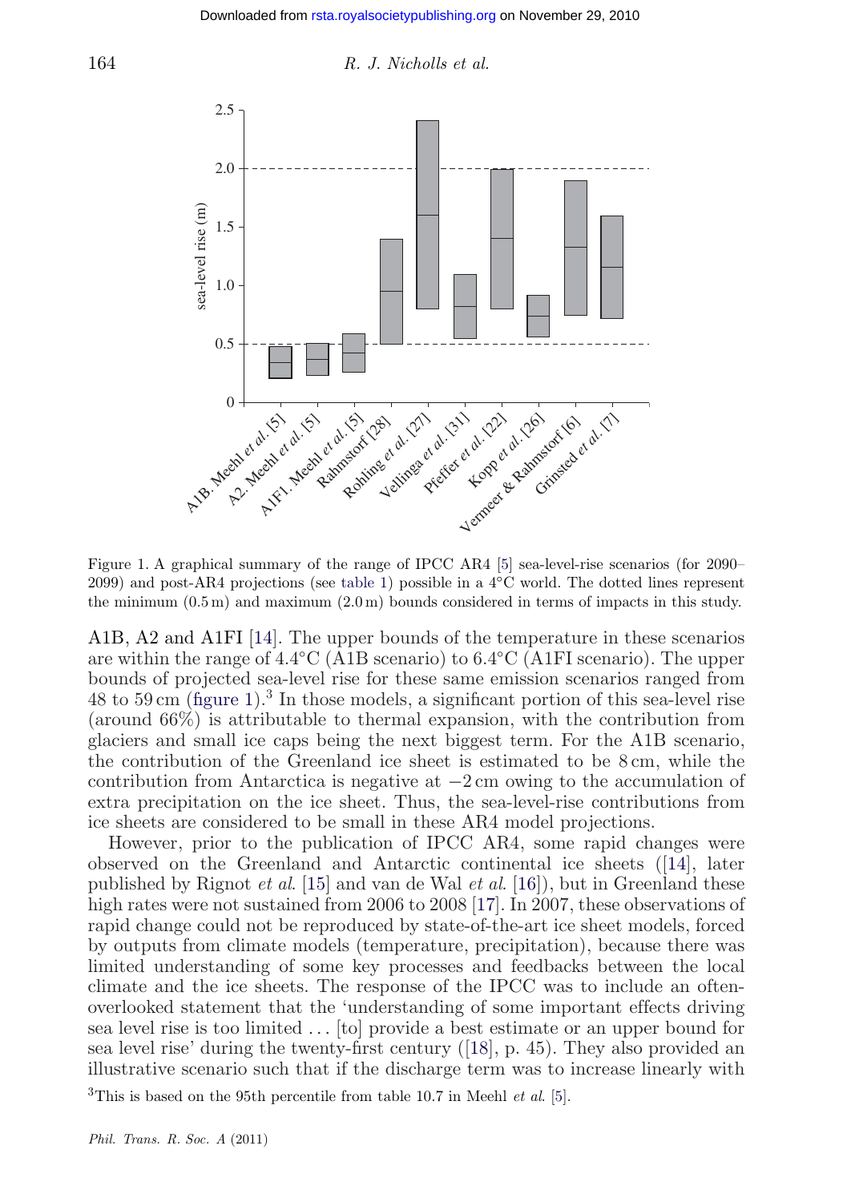Figure 1. A graphical summary of the range of IPCC AR4 [5] sea-level-rise scenarios (for 2090–2099) and post-AR4 projections (see table 1) possible in a 4°C world. The dotted lines represent the minimum (0.5 m) and maximum (2.0 m) bounds considered in terms of impacts in this study.

A1B, A2 and A1FI [14]. The upper bounds of the temperature in these scenarios are within the range of 4.4°C (A1B scenario) to 6.4°C (A1FI scenario). The upper bounds of projected sea-level rise for these same emission scenarios ranged from 48 to 59 cm (figure 1).[3] In those models, a significant portion of this sea-level rise (around 66%) is attributable to thermal expansion, with the contribution from glaciers and small ice caps being the next biggest term. For the A1B scenario, the contribution of the Greenland ice sheet is estimated to be 8 cm, while the contribution from Antarctica is negative at −2 cm owing to the accumulation of extra precipitation on the ice sheet. Thus, the sea-level-rise contributions from ice sheets are considered to be small in these AR4 model projections.

However, prior to the publication of IPCC AR4, some rapid changes were observed on the Greenland and Antarctic continental ice sheets ([14], later published by Rignot *et al.* [15] and van de Wal *et al.* [16]), but in Greenland these high rates were not sustained from 2006 to 2008 [17]. In 2007, these observations of rapid change could not be reproduced by state-of-the-art ice sheet models, forced by outputs from climate models (temperature, precipitation), because there was limited understanding of some key processes and feedbacks between the local climate and the ice sheets. The response of the IPCC was to include an often-overlooked statement that the 'understanding of some important effects driving sea level rise is too limited … [to] provide a best estimate or an upper bound for sea level rise' during the twenty-first century ([18], p. 45). They also provided an illustrative scenario such that if the discharge term was to increase linearly with

[3]This is based on the 95th percentile from table 10.7 in Meehl *et al.* [5].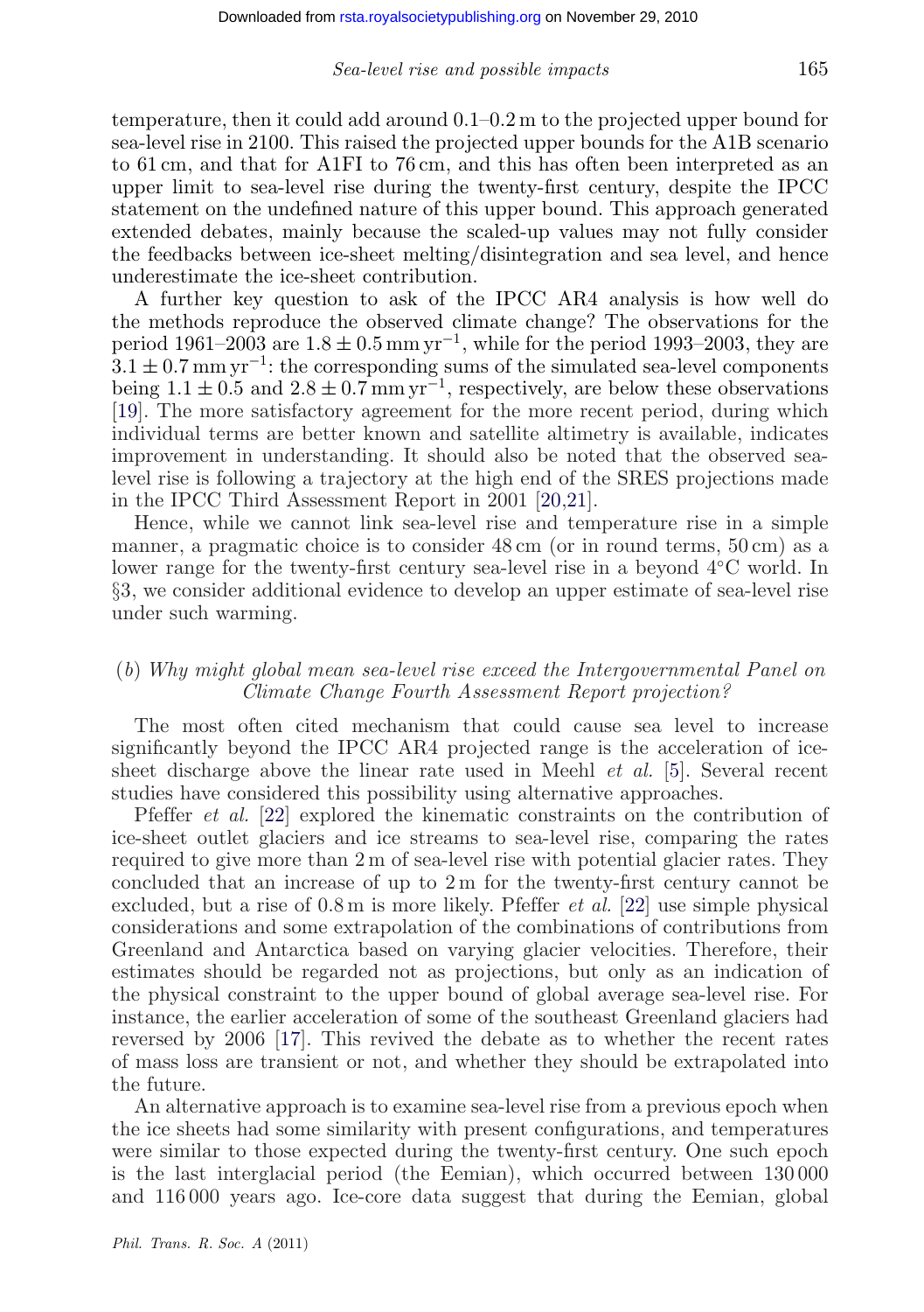temperature, then it could add around 0.1–0.2 m to the projected upper bound for sea-level rise in 2100. This raised the projected upper bounds for the A1B scenario to 61 cm, and that for A1FI to 76 cm, and this has often been interpreted as an upper limit to sea-level rise during the twenty-first century, despite the IPCC statement on the undefined nature of this upper bound. This approach generated extended debates, mainly because the scaled-up values may not fully consider the feedbacks between ice-sheet melting/disintegration and sea level, and hence underestimate the ice-sheet contribution.

A further key question to ask of the IPCC AR4 analysis is how well do the methods reproduce the observed climate change? The observations for the period 1961–2003 are $1.8 \pm 0.5\,\mathrm{mm\,yr^{-1}}$, while for the period 1993–2003, they are $3.1 \pm 0.7\,\mathrm{mm\,yr^{-1}}$: the corresponding sums of the simulated sea-level components being $1.1 \pm 0.5$ and $2.8 \pm 0.7\,\mathrm{mm\,yr^{-1}}$, respectively, are below these observations [19]. The more satisfactory agreement for the more recent period, during which individual terms are better known and satellite altimetry is available, indicates improvement in understanding. It should also be noted that the observed sea-level rise is following a trajectory at the high end of the SRES projections made in the IPCC Third Assessment Report in 2001 [20,21].

Hence, while we cannot link sea-level rise and temperature rise in a simple manner, a pragmatic choice is to consider 48 cm (or in round terms, 50 cm) as a lower range for the twenty-first century sea-level rise in a beyond 4°C world. In §3, we consider additional evidence to develop an upper estimate of sea-level rise under such warming.

### (*b*) *Why might global mean sea-level rise exceed the Intergovernmental Panel on Climate Change Fourth Assessment Report projection?*

The most often cited mechanism that could cause sea level to increase significantly beyond the IPCC AR4 projected range is the acceleration of ice-sheet discharge above the linear rate used in Meehl *et al.* [5]. Several recent studies have considered this possibility using alternative approaches.

Pfeffer *et al.* [22] explored the kinematic constraints on the contribution of ice-sheet outlet glaciers and ice streams to sea-level rise, comparing the rates required to give more than 2 m of sea-level rise with potential glacier rates. They concluded that an increase of up to 2 m for the twenty-first century cannot be excluded, but a rise of 0.8 m is more likely. Pfeffer *et al.* [22] use simple physical considerations and some extrapolation of the combinations of contributions from Greenland and Antarctica based on varying glacier velocities. Therefore, their estimates should be regarded not as projections, but only as an indication of the physical constraint to the upper bound of global average sea-level rise. For instance, the earlier acceleration of some of the southeast Greenland glaciers had reversed by 2006 [17]. This revived the debate as to whether the recent rates of mass loss are transient or not, and whether they should be extrapolated into the future.

An alternative approach is to examine sea-level rise from a previous epoch when the ice sheets had some similarity with present configurations, and temperatures were similar to those expected during the twenty-first century. One such epoch is the last interglacial period (the Eemian), which occurred between 130 000 and 116 000 years ago. Ice-core data suggest that during the Eemian, global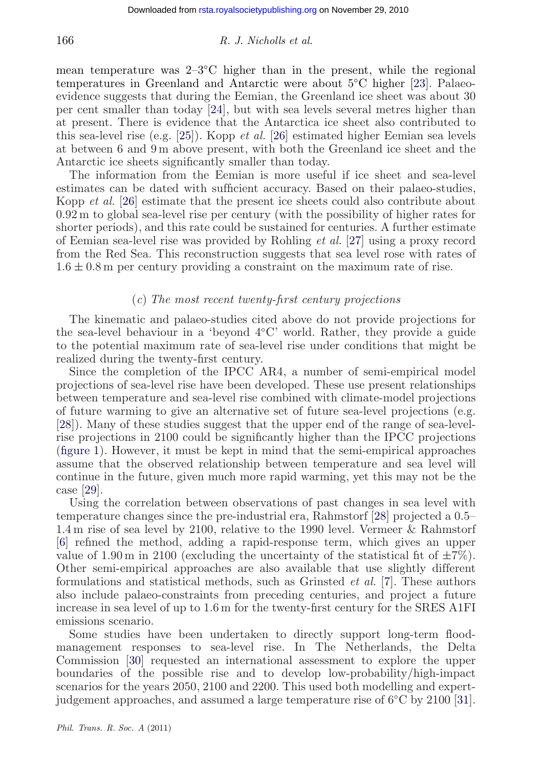mean temperature was 2–3°C higher than in the present, while the regional temperatures in Greenland and Antarctic were about 5°C higher [23]. Palaeo-evidence suggests that during the Eemian, the Greenland ice sheet was about 30 per cent smaller than today [24], but with sea levels several metres higher than at present. There is evidence that the Antarctica ice sheet also contributed to this sea-level rise (e.g. [25]). Kopp *et al.* [26] estimated higher Eemian sea levels at between 6 and 9 m above present, with both the Greenland ice sheet and the Antarctic ice sheets significantly smaller than today.

The information from the Eemian is more useful if ice sheet and sea-level estimates can be dated with sufficient accuracy. Based on their palaeo-studies, Kopp *et al.* [26] estimate that the present ice sheets could also contribute about 0.92 m to global sea-level rise per century (with the possibility of higher rates for shorter periods), and this rate could be sustained for centuries. A further estimate of Eemian sea-level rise was provided by Rohling *et al.* [27] using a proxy record from the Red Sea. This reconstruction suggests that sea level rose with rates of $1.6 \pm 0.8$ m per century providing a constraint on the maximum rate of rise.

### (*c*) *The most recent twenty-first century projections*

The kinematic and palaeo-studies cited above do not provide projections for the sea-level behaviour in a 'beyond 4°C' world. Rather, they provide a guide to the potential maximum rate of sea-level rise under conditions that might be realized during the twenty-first century.

Since the completion of the IPCC AR4, a number of semi-empirical model projections of sea-level rise have been developed. These use present relationships between temperature and sea-level rise combined with climate-model projections of future warming to give an alternative set of future sea-level projections (e.g. [28]). Many of these studies suggest that the upper end of the range of sea-level-rise projections in 2100 could be significantly higher than the IPCC projections (figure 1). However, it must be kept in mind that the semi-empirical approaches assume that the observed relationship between temperature and sea level will continue in the future, given much more rapid warming, yet this may not be the case [29].

Using the correlation between observations of past changes in sea level with temperature changes since the pre-industrial era, Rahmstorf [28] projected a 0.5–1.4 m rise of sea level by 2100, relative to the 1990 level. Vermeer & Rahmstorf [6] refined the method, adding a rapid-response term, which gives an upper value of 1.90 m in 2100 (excluding the uncertainty of the statistical fit of $\pm 7\%$). Other semi-empirical approaches are also available that use slightly different formulations and statistical methods, such as Grinsted *et al.* [7]. These authors also include palaeo-constraints from preceding centuries, and project a future increase in sea level of up to 1.6 m for the twenty-first century for the SRES A1FI emissions scenario.

Some studies have been undertaken to directly support long-term flood-management responses to sea-level rise. In The Netherlands, the Delta Commission [30] requested an international assessment to explore the upper boundaries of the possible rise and to develop low-probability/high-impact scenarios for the years 2050, 2100 and 2200. This used both modelling and expert-judgement approaches, and assumed a large temperature rise of 6°C by 2100 [31].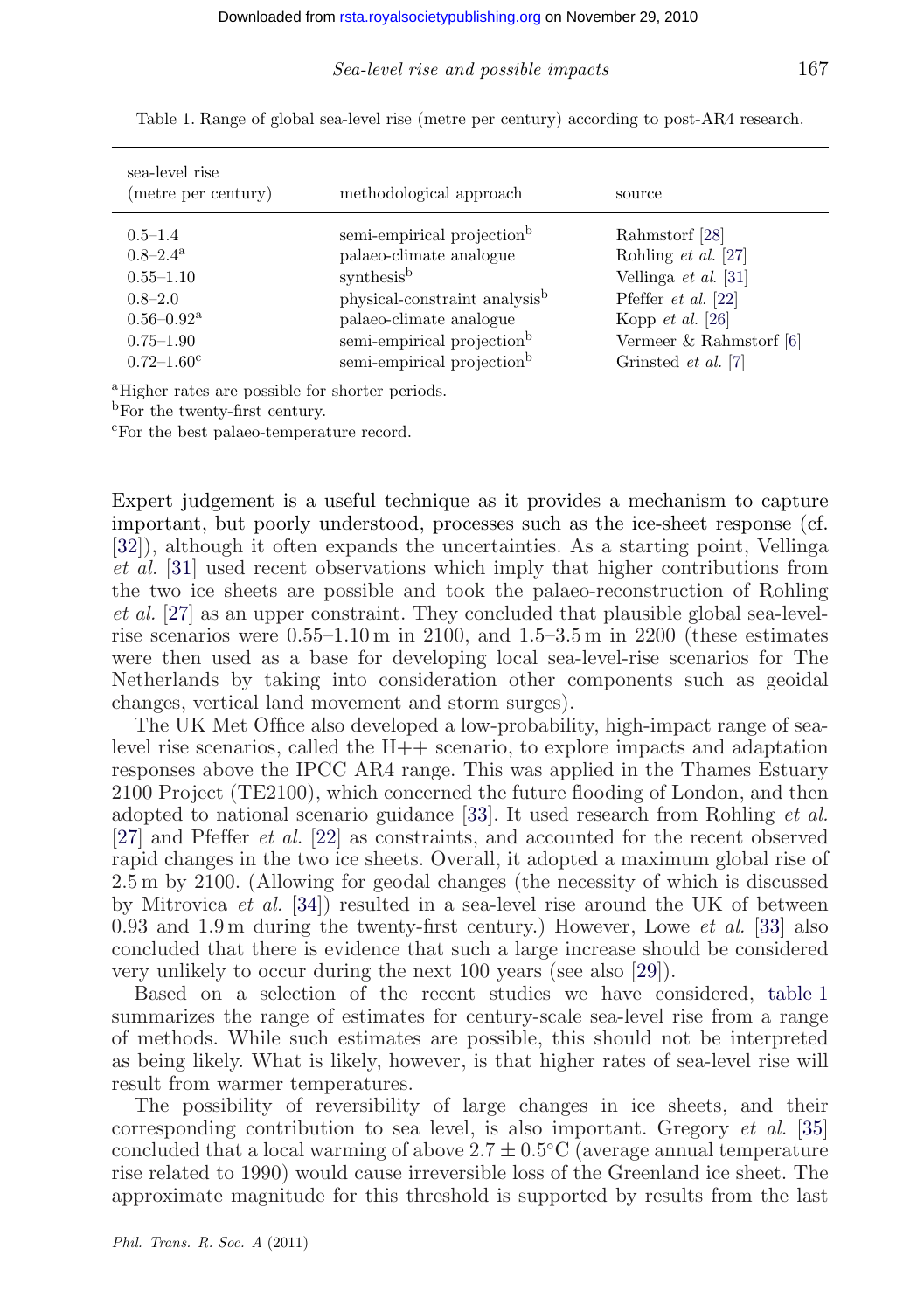Table 1. Range of global sea-level rise (metre per century) according to post-AR4 research.

| sea-level rise (metre per century) | methodological approach | source |
|---|---|---|
| 0.5–1.4 | semi-empirical projection[b] | Rahmstorf [28] |
| 0.8–2.4[a] | palaeo-climate analogue | Rohling *et al.* [27] |
| 0.55–1.10 | synthesis[b] | Vellinga *et al.* [31] |
| 0.8–2.0 | physical-constraint analysis[b] | Pfeffer *et al.* [22] |
| 0.56–0.92[a] | palaeo-climate analogue | Kopp *et al.* [26] |
| 0.75–1.90 | semi-empirical projection[b] | Vermeer & Rahmstorf [6] |
| 0.72–1.60[c] | semi-empirical projection[b] | Grinsted *et al.* [7] |

[a]Higher rates are possible for shorter periods.
[b]For the twenty-first century.
[c]For the best palaeo-temperature record.

Expert judgement is a useful technique as it provides a mechanism to capture important, but poorly understood, processes such as the ice-sheet response (cf. [32]), although it often expands the uncertainties. As a starting point, Vellinga *et al.* [31] used recent observations which imply that higher contributions from the two ice sheets are possible and took the palaeo-reconstruction of Rohling *et al.* [27] as an upper constraint. They concluded that plausible global sea-level-rise scenarios were 0.55–1.10 m in 2100, and 1.5–3.5 m in 2200 (these estimates were then used as a base for developing local sea-level-rise scenarios for The Netherlands by taking into consideration other components such as geoidal changes, vertical land movement and storm surges).

The UK Met Office also developed a low-probability, high-impact range of sea-level rise scenarios, called the H++ scenario, to explore impacts and adaptation responses above the IPCC AR4 range. This was applied in the Thames Estuary 2100 Project (TE2100), which concerned the future flooding of London, and then adopted to national scenario guidance [33]. It used research from Rohling *et al.* [27] and Pfeffer *et al.* [22] as constraints, and accounted for the recent observed rapid changes in the two ice sheets. Overall, it adopted a maximum global rise of 2.5 m by 2100. (Allowing for geodal changes (the necessity of which is discussed by Mitrovica *et al.* [34]) resulted in a sea-level rise around the UK of between 0.93 and 1.9 m during the twenty-first century.) However, Lowe *et al.* [33] also concluded that there is evidence that such a large increase should be considered very unlikely to occur during the next 100 years (see also [29]).

Based on a selection of the recent studies we have considered, table 1 summarizes the range of estimates for century-scale sea-level rise from a range of methods. While such estimates are possible, this should not be interpreted as being likely. What is likely, however, is that higher rates of sea-level rise will result from warmer temperatures.

The possibility of reversibility of large changes in ice sheets, and their corresponding contribution to sea level, is also important. Gregory *et al.* [35] concluded that a local warming of above $2.7 \pm 0.5^{\circ}$C (average annual temperature rise related to 1990) would cause irreversible loss of the Greenland ice sheet. The approximate magnitude for this threshold is supported by results from the last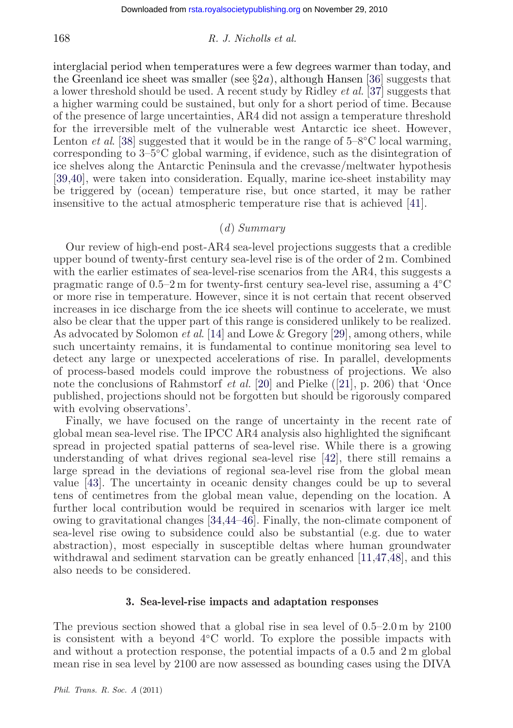interglacial period when temperatures were a few degrees warmer than today, and the Greenland ice sheet was smaller (see §2*a*), although Hansen [36] suggests that a lower threshold should be used. A recent study by Ridley *et al.* [37] suggests that a higher warming could be sustained, but only for a short period of time. Because of the presence of large uncertainties, AR4 did not assign a temperature threshold for the irreversible melt of the vulnerable west Antarctic ice sheet. However, Lenton *et al.* [38] suggested that it would be in the range of 5–8°C local warming, corresponding to 3–5°C global warming, if evidence, such as the disintegration of ice shelves along the Antarctic Peninsula and the crevasse/meltwater hypothesis [39,40], were taken into consideration. Equally, marine ice-sheet instability may be triggered by (ocean) temperature rise, but once started, it may be rather insensitive to the actual atmospheric temperature rise that is achieved [41].

### (*d*) *Summary*

Our review of high-end post-AR4 sea-level projections suggests that a credible upper bound of twenty-first century sea-level rise is of the order of 2 m. Combined with the earlier estimates of sea-level-rise scenarios from the AR4, this suggests a pragmatic range of 0.5–2 m for twenty-first century sea-level rise, assuming a 4°C or more rise in temperature. However, since it is not certain that recent observed increases in ice discharge from the ice sheets will continue to accelerate, we must also be clear that the upper part of this range is considered unlikely to be realized. As advocated by Solomon *et al.* [14] and Lowe & Gregory [29], among others, while such uncertainty remains, it is fundamental to continue monitoring sea level to detect any large or unexpected accelerations of rise. In parallel, developments of process-based models could improve the robustness of projections. We also note the conclusions of Rahmstorf *et al.* [20] and Pielke ([21], p. 206) that 'Once published, projections should not be forgotten but should be rigorously compared with evolving observations'.

Finally, we have focused on the range of uncertainty in the recent rate of global mean sea-level rise. The IPCC AR4 analysis also highlighted the significant spread in projected spatial patterns of sea-level rise. While there is a growing understanding of what drives regional sea-level rise [42], there still remains a large spread in the deviations of regional sea-level rise from the global mean value [43]. The uncertainty in oceanic density changes could be up to several tens of centimetres from the global mean value, depending on the location. A further local contribution would be required in scenarios with larger ice melt owing to gravitational changes [34,44–46]. Finally, the non-climate component of sea-level rise owing to subsidence could also be substantial (e.g. due to water abstraction), most especially in susceptible deltas where human groundwater withdrawal and sediment starvation can be greatly enhanced [11,47,48], and this also needs to be considered.

## 3. Sea-level-rise impacts and adaptation responses

The previous section showed that a global rise in sea level of 0.5–2.0 m by 2100 is consistent with a beyond 4°C world. To explore the possible impacts with and without a protection response, the potential impacts of a 0.5 and 2 m global mean rise in sea level by 2100 are now assessed as bounding cases using the DIVA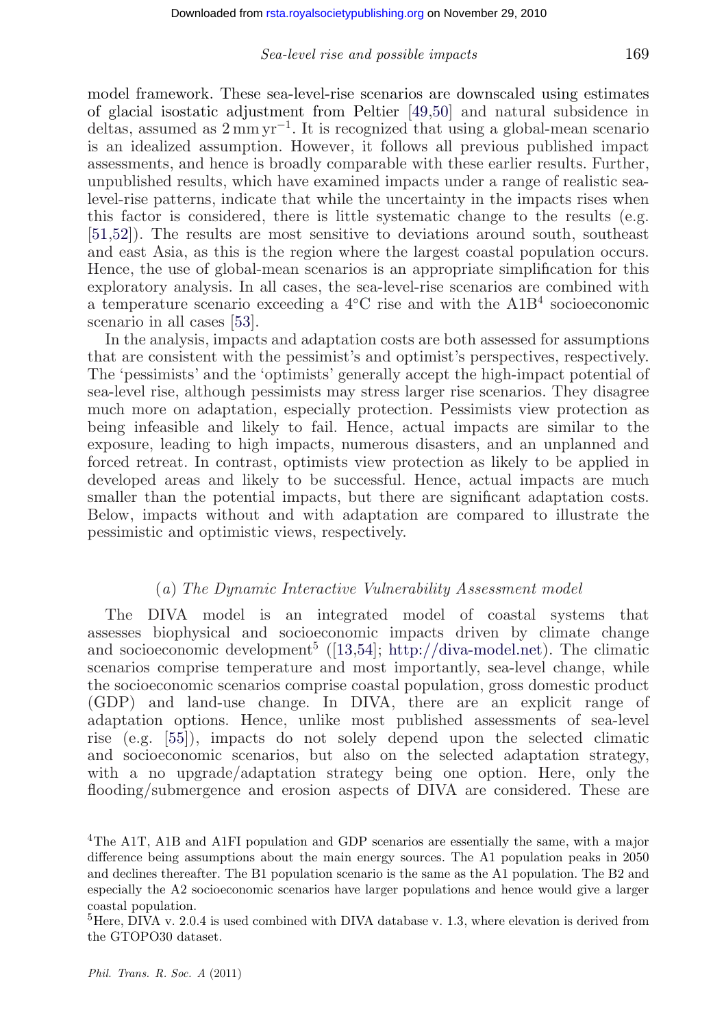model framework. These sea-level-rise scenarios are downscaled using estimates of glacial isostatic adjustment from Peltier [49,50] and natural subsidence in deltas, assumed as $2\,\mathrm{mm\,yr^{-1}}$. It is recognized that using a global-mean scenario is an idealized assumption. However, it follows all previous published impact assessments, and hence is broadly comparable with these earlier results. Further, unpublished results, which have examined impacts under a range of realistic sea-level-rise patterns, indicate that while the uncertainty in the impacts rises when this factor is considered, there is little systematic change to the results (e.g. [51,52]). The results are most sensitive to deviations around south, southeast and east Asia, as this is the region where the largest coastal population occurs. Hence, the use of global-mean scenarios is an appropriate simplification for this exploratory analysis. In all cases, the sea-level-rise scenarios are combined with a temperature scenario exceeding a 4°C rise and with the A1B[4] socioeconomic scenario in all cases [53].

In the analysis, impacts and adaptation costs are both assessed for assumptions that are consistent with the pessimist's and optimist's perspectives, respectively. The 'pessimists' and the 'optimists' generally accept the high-impact potential of sea-level rise, although pessimists may stress larger rise scenarios. They disagree much more on adaptation, especially protection. Pessimists view protection as being infeasible and likely to fail. Hence, actual impacts are similar to the exposure, leading to high impacts, numerous disasters, and an unplanned and forced retreat. In contrast, optimists view protection as likely to be applied in developed areas and likely to be successful. Hence, actual impacts are much smaller than the potential impacts, but there are significant adaptation costs. Below, impacts without and with adaptation are compared to illustrate the pessimistic and optimistic views, respectively.

### (*a*) *The Dynamic Interactive Vulnerability Assessment model*

The DIVA model is an integrated model of coastal systems that assesses biophysical and socioeconomic impacts driven by climate change and socioeconomic development[5] ([13,54]; http://diva-model.net). The climatic scenarios comprise temperature and most importantly, sea-level change, while the socioeconomic scenarios comprise coastal population, gross domestic product (GDP) and land-use change. In DIVA, there are an explicit range of adaptation options. Hence, unlike most published assessments of sea-level rise (e.g. [55]), impacts do not solely depend upon the selected climatic and socioeconomic scenarios, but also on the selected adaptation strategy, with a no upgrade/adaptation strategy being one option. Here, only the flooding/submergence and erosion aspects of DIVA are considered. These are

[4]The A1T, A1B and A1FI population and GDP scenarios are essentially the same, with a major difference being assumptions about the main energy sources. The A1 population peaks in 2050 and declines thereafter. The B1 population scenario is the same as the A1 population. The B2 and especially the A2 socioeconomic scenarios have larger populations and hence would give a larger coastal population.

[5]Here, DIVA v. 2.0.4 is used combined with DIVA database v. 1.3, where elevation is derived from the GTOPO30 dataset.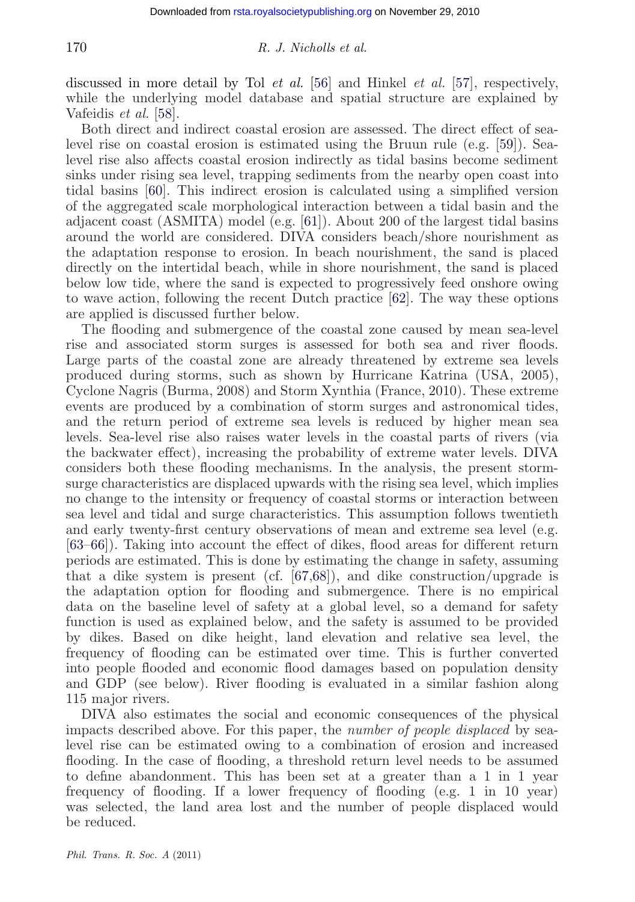discussed in more detail by Tol *et al.* [56] and Hinkel *et al.* [57], respectively, while the underlying model database and spatial structure are explained by Vafeidis *et al.* [58].

Both direct and indirect coastal erosion are assessed. The direct effect of sea-level rise on coastal erosion is estimated using the Bruun rule (e.g. [59]). Sea-level rise also affects coastal erosion indirectly as tidal basins become sediment sinks under rising sea level, trapping sediments from the nearby open coast into tidal basins [60]. This indirect erosion is calculated using a simplified version of the aggregated scale morphological interaction between a tidal basin and the adjacent coast (ASMITA) model (e.g. [61]). About 200 of the largest tidal basins around the world are considered. DIVA considers beach/shore nourishment as the adaptation response to erosion. In beach nourishment, the sand is placed directly on the intertidal beach, while in shore nourishment, the sand is placed below low tide, where the sand is expected to progressively feed onshore owing to wave action, following the recent Dutch practice [62]. The way these options are applied is discussed further below.

The flooding and submergence of the coastal zone caused by mean sea-level rise and associated storm surges is assessed for both sea and river floods. Large parts of the coastal zone are already threatened by extreme sea levels produced during storms, such as shown by Hurricane Katrina (USA, 2005), Cyclone Nagris (Burma, 2008) and Storm Xynthia (France, 2010). These extreme events are produced by a combination of storm surges and astronomical tides, and the return period of extreme sea levels is reduced by higher mean sea levels. Sea-level rise also raises water levels in the coastal parts of rivers (via the backwater effect), increasing the probability of extreme water levels. DIVA considers both these flooding mechanisms. In the analysis, the present storm-surge characteristics are displaced upwards with the rising sea level, which implies no change to the intensity or frequency of coastal storms or interaction between sea level and tidal and surge characteristics. This assumption follows twentieth and early twenty-first century observations of mean and extreme sea level (e.g. [63–66]). Taking into account the effect of dikes, flood areas for different return periods are estimated. This is done by estimating the change in safety, assuming that a dike system is present (cf. [67,68]), and dike construction/upgrade is the adaptation option for flooding and submergence. There is no empirical data on the baseline level of safety at a global level, so a demand for safety function is used as explained below, and the safety is assumed to be provided by dikes. Based on dike height, land elevation and relative sea level, the frequency of flooding can be estimated over time. This is further converted into people flooded and economic flood damages based on population density and GDP (see below). River flooding is evaluated in a similar fashion along 115 major rivers.

DIVA also estimates the social and economic consequences of the physical impacts described above. For this paper, the *number of people displaced* by sea-level rise can be estimated owing to a combination of erosion and increased flooding. In the case of flooding, a threshold return level needs to be assumed to define abandonment. This has been set at a greater than a 1 in 1 year frequency of flooding. If a lower frequency of flooding (e.g. 1 in 10 year) was selected, the land area lost and the number of people displaced would be reduced.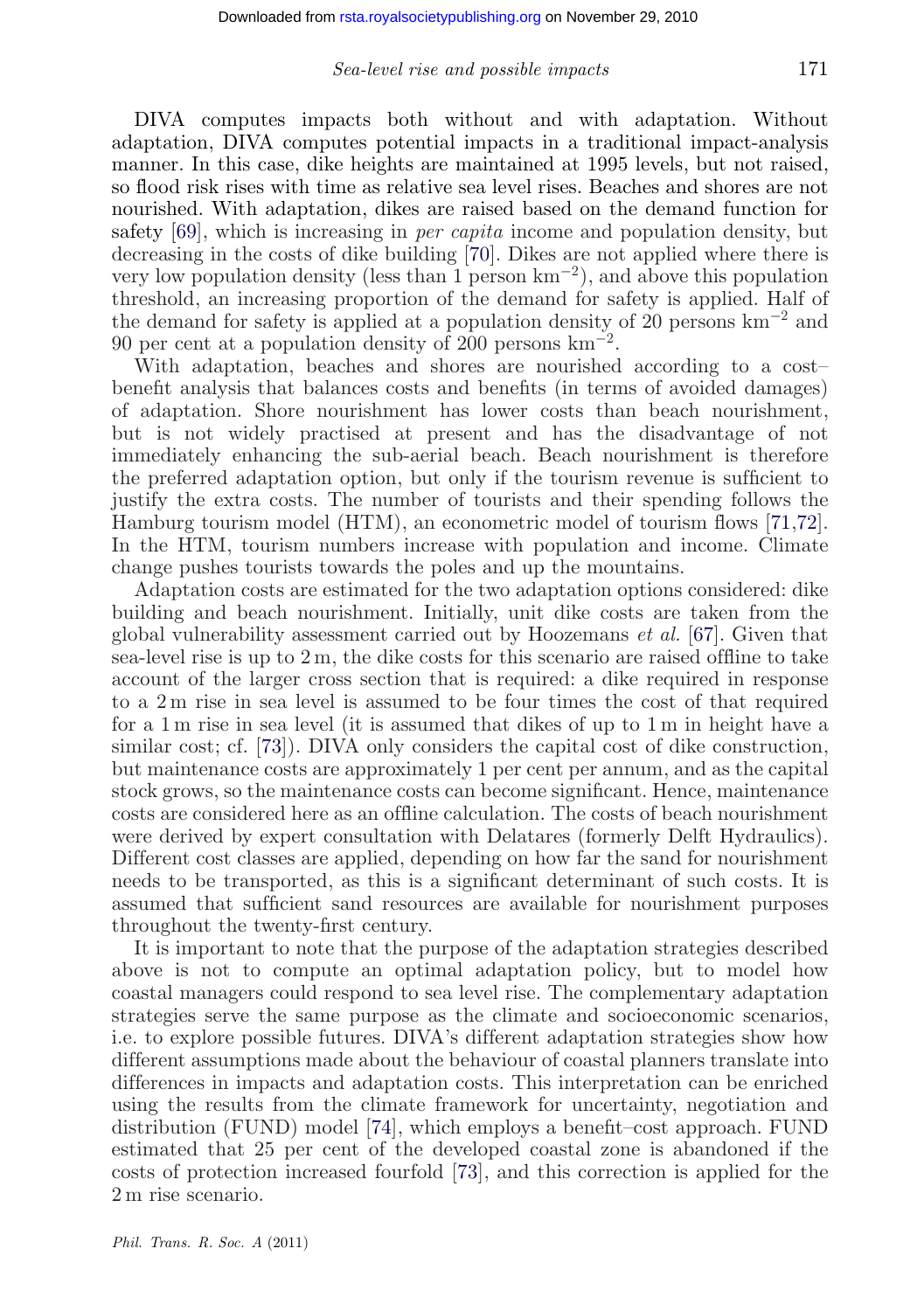DIVA computes impacts both without and with adaptation. Without adaptation, DIVA computes potential impacts in a traditional impact-analysis manner. In this case, dike heights are maintained at 1995 levels, but not raised, so flood risk rises with time as relative sea level rises. Beaches and shores are not nourished. With adaptation, dikes are raised based on the demand function for safety [69], which is increasing in *per capita* income and population density, but decreasing in the costs of dike building [70]. Dikes are not applied where there is very low population density (less than 1 person $\text{km}^{-2}$), and above this population threshold, an increasing proportion of the demand for safety is applied. Half of the demand for safety is applied at a population density of 20 persons $\text{km}^{-2}$ and 90 per cent at a population density of 200 persons $\text{km}^{-2}$.

With adaptation, beaches and shores are nourished according to a cost–benefit analysis that balances costs and benefits (in terms of avoided damages) of adaptation. Shore nourishment has lower costs than beach nourishment, but is not widely practised at present and has the disadvantage of not immediately enhancing the sub-aerial beach. Beach nourishment is therefore the preferred adaptation option, but only if the tourism revenue is sufficient to justify the extra costs. The number of tourists and their spending follows the Hamburg tourism model (HTM), an econometric model of tourism flows [71,72]. In the HTM, tourism numbers increase with population and income. Climate change pushes tourists towards the poles and up the mountains.

Adaptation costs are estimated for the two adaptation options considered: dike building and beach nourishment. Initially, unit dike costs are taken from the global vulnerability assessment carried out by Hoozemans *et al.* [67]. Given that sea-level rise is up to 2 m, the dike costs for this scenario are raised offline to take account of the larger cross section that is required: a dike required in response to a 2 m rise in sea level is assumed to be four times the cost of that required for a 1 m rise in sea level (it is assumed that dikes of up to 1 m in height have a similar cost; cf. [73]). DIVA only considers the capital cost of dike construction, but maintenance costs are approximately 1 per cent per annum, and as the capital stock grows, so the maintenance costs can become significant. Hence, maintenance costs are considered here as an offline calculation. The costs of beach nourishment were derived by expert consultation with Delatares (formerly Delft Hydraulics). Different cost classes are applied, depending on how far the sand for nourishment needs to be transported, as this is a significant determinant of such costs. It is assumed that sufficient sand resources are available for nourishment purposes throughout the twenty-first century.

It is important to note that the purpose of the adaptation strategies described above is not to compute an optimal adaptation policy, but to model how coastal managers could respond to sea level rise. The complementary adaptation strategies serve the same purpose as the climate and socioeconomic scenarios, i.e. to explore possible futures. DIVA's different adaptation strategies show how different assumptions made about the behaviour of coastal planners translate into differences in impacts and adaptation costs. This interpretation can be enriched using the results from the climate framework for uncertainty, negotiation and distribution (FUND) model [74], which employs a benefit–cost approach. FUND estimated that 25 per cent of the developed coastal zone is abandoned if the costs of protection increased fourfold [73], and this correction is applied for the 2 m rise scenario.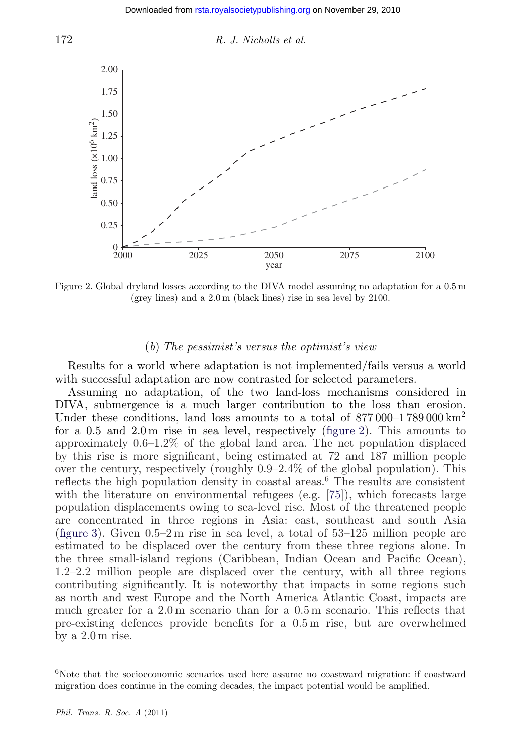Figure 2. Global dryland losses according to the DIVA model assuming no adaptation for a 0.5 m (grey lines) and a 2.0 m (black lines) rise in sea level by 2100.

### (*b*) *The pessimist's versus the optimist's view*

Results for a world where adaptation is not implemented/fails versus a world with successful adaptation are now contrasted for selected parameters.

Assuming no adaptation, of the two land-loss mechanisms considered in DIVA, submergence is a much larger contribution to the loss than erosion. Under these conditions, land loss amounts to a total of 877 000–1 789 000 $km^2$ for a 0.5 and 2.0 m rise in sea level, respectively (figure 2). This amounts to approximately 0.6–1.2% of the global land area. The net population displaced by this rise is more significant, being estimated at 72 and 187 million people over the century, respectively (roughly 0.9–2.4% of the global population). This reflects the high population density in coastal areas.[6] The results are consistent with the literature on environmental refugees (e.g. [75]), which forecasts large population displacements owing to sea-level rise. Most of the threatened people are concentrated in three regions in Asia: east, southeast and south Asia (figure 3). Given 0.5–2 m rise in sea level, a total of 53–125 million people are estimated to be displaced over the century from these three regions alone. In the three small-island regions (Caribbean, Indian Ocean and Pacific Ocean), 1.2–2.2 million people are displaced over the century, with all three regions contributing significantly. It is noteworthy that impacts in some regions such as north and west Europe and the North America Atlantic Coast, impacts are much greater for a 2.0 m scenario than for a 0.5 m scenario. This reflects that pre-existing defences provide benefits for a 0.5 m rise, but are overwhelmed by a 2.0 m rise.

[6]Note that the socioeconomic scenarios used here assume no coastward migration: if coastward migration does continue in the coming decades, the impact potential would be amplified.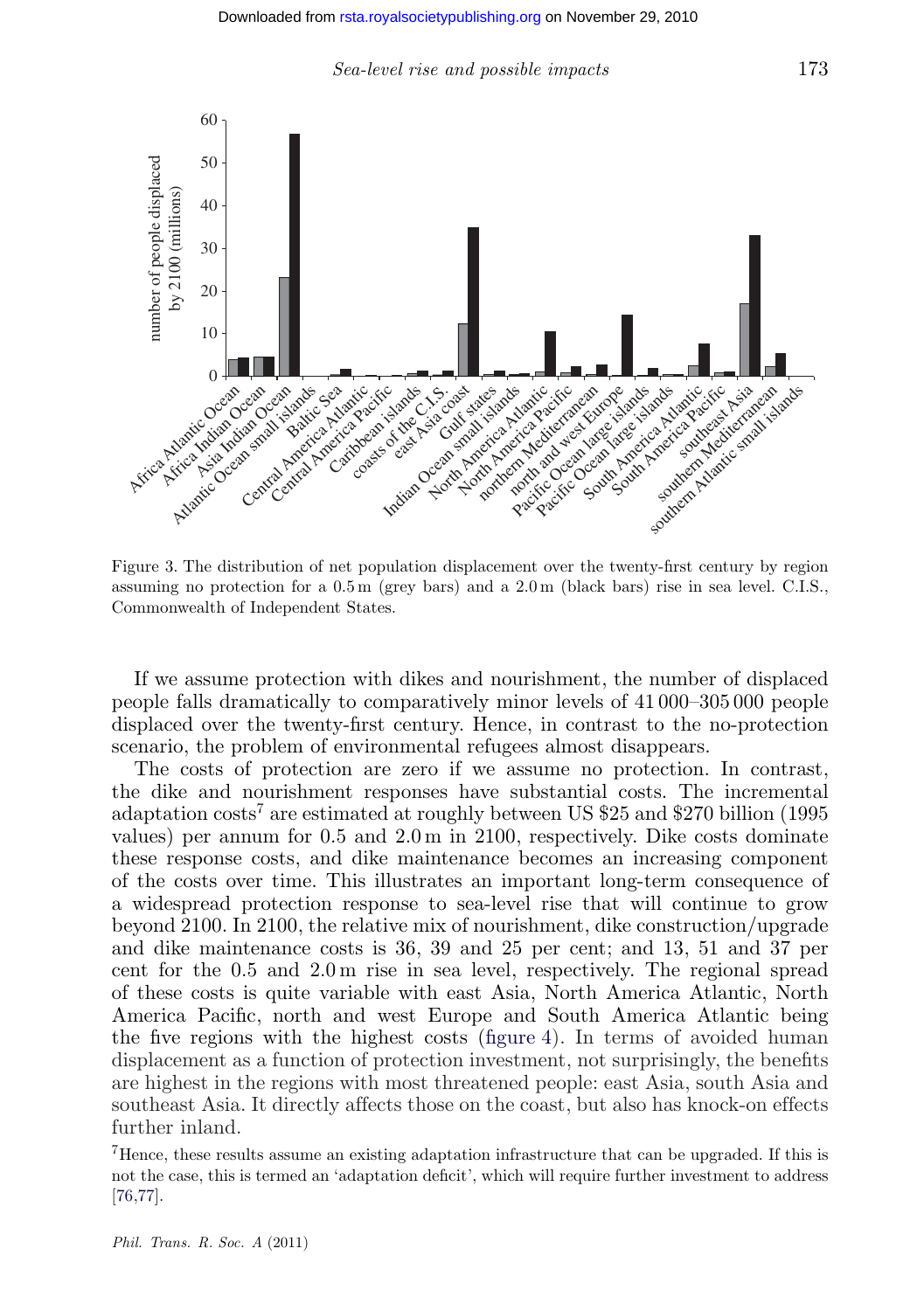Figure 3. The distribution of net population displacement over the twenty-first century by region assuming no protection for a 0.5 m (grey bars) and a 2.0 m (black bars) rise in sea level. C.I.S., Commonwealth of Independent States.

If we assume protection with dikes and nourishment, the number of displaced people falls dramatically to comparatively minor levels of 41 000–305 000 people displaced over the twenty-first century. Hence, in contrast to the no-protection scenario, the problem of environmental refugees almost disappears.

The costs of protection are zero if we assume no protection. In contrast, the dike and nourishment responses have substantial costs. The incremental adaptation costs[7] are estimated at roughly between US $25 and $270 billion (1995 values) per annum for 0.5 and 2.0 m in 2100, respectively. Dike costs dominate these response costs, and dike maintenance becomes an increasing component of the costs over time. This illustrates an important long-term consequence of a widespread protection response to sea-level rise that will continue to grow beyond 2100. In 2100, the relative mix of nourishment, dike construction/upgrade and dike maintenance costs is 36, 39 and 25 per cent; and 13, 51 and 37 per cent for the 0.5 and 2.0 m rise in sea level, respectively. The regional spread of these costs is quite variable with east Asia, North America Atlantic, North America Pacific, north and west Europe and South America Atlantic being the five regions with the highest costs (figure 4). In terms of avoided human displacement as a function of protection investment, not surprisingly, the benefits are highest in the regions with most threatened people: east Asia, south Asia and southeast Asia. It directly affects those on the coast, but also has knock-on effects further inland.

[7] Hence, these results assume an existing adaptation infrastructure that can be upgraded. If this is not the case, this is termed an 'adaptation deficit', which will require further investment to address [76,77].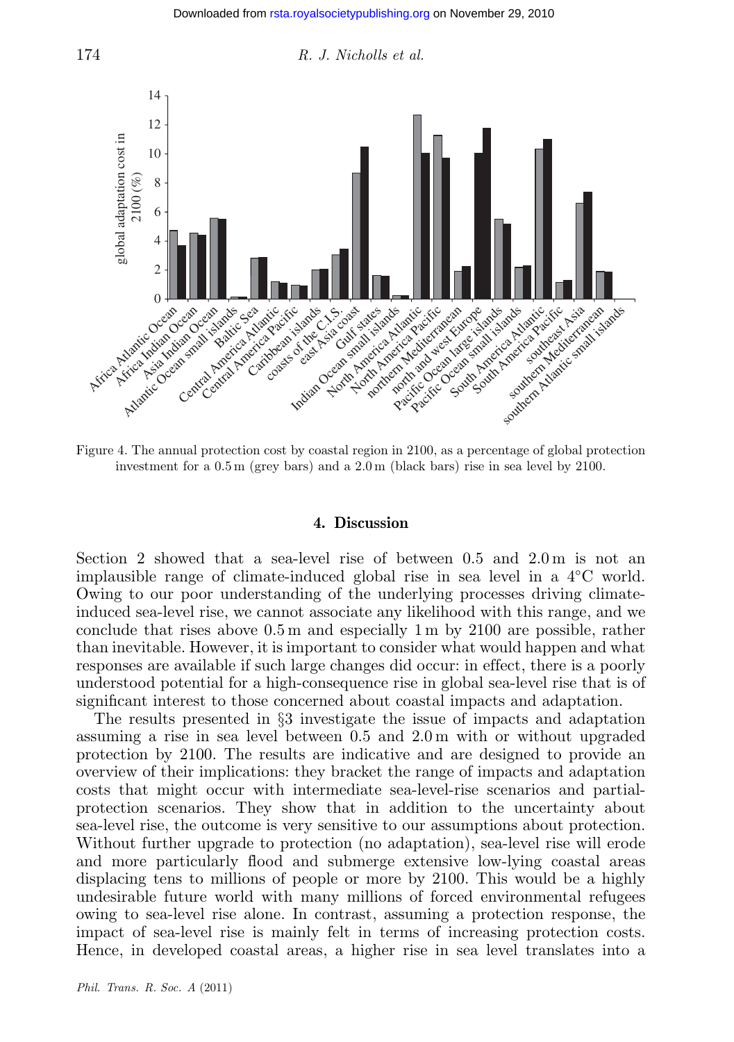Figure 4. The annual protection cost by coastal region in 2100, as a percentage of global protection investment for a 0.5 m (grey bars) and a 2.0 m (black bars) rise in sea level by 2100.

## 4. Discussion

Section 2 showed that a sea-level rise of between 0.5 and 2.0 m is not an implausible range of climate-induced global rise in sea level in a 4°C world. Owing to our poor understanding of the underlying processes driving climate-induced sea-level rise, we cannot associate any likelihood with this range, and we conclude that rises above 0.5 m and especially 1 m by 2100 are possible, rather than inevitable. However, it is important to consider what would happen and what responses are available if such large changes did occur: in effect, there is a poorly understood potential for a high-consequence rise in global sea-level rise that is of significant interest to those concerned about coastal impacts and adaptation.

The results presented in §3 investigate the issue of impacts and adaptation assuming a rise in sea level between 0.5 and 2.0 m with or without upgraded protection by 2100. The results are indicative and are designed to provide an overview of their implications: they bracket the range of impacts and adaptation costs that might occur with intermediate sea-level-rise scenarios and partial-protection scenarios. They show that in addition to the uncertainty about sea-level rise, the outcome is very sensitive to our assumptions about protection. Without further upgrade to protection (no adaptation), sea-level rise will erode and more particularly flood and submerge extensive low-lying coastal areas displacing tens to millions of people or more by 2100. This would be a highly undesirable future world with many millions of forced environmental refugees owing to sea-level rise alone. In contrast, assuming a protection response, the impact of sea-level rise is mainly felt in terms of increasing protection costs. Hence, in developed coastal areas, a higher rise in sea level translates into a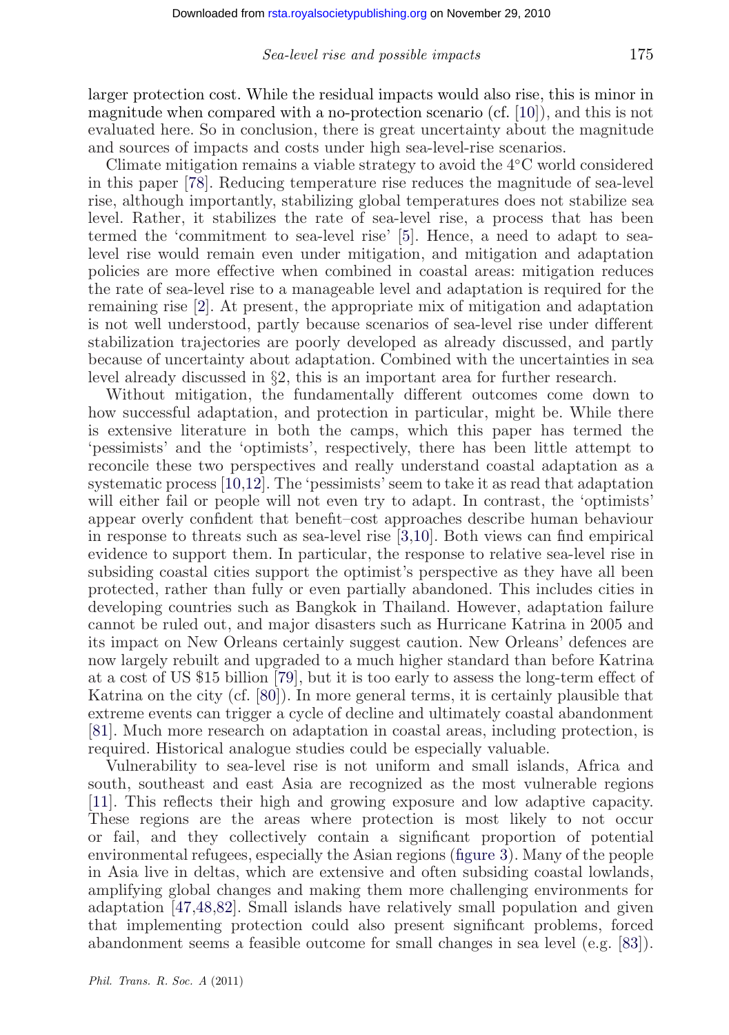larger protection cost. While the residual impacts would also rise, this is minor in magnitude when compared with a no-protection scenario (cf. [10]), and this is not evaluated here. So in conclusion, there is great uncertainty about the magnitude and sources of impacts and costs under high sea-level-rise scenarios.

Climate mitigation remains a viable strategy to avoid the 4°C world considered in this paper [78]. Reducing temperature rise reduces the magnitude of sea-level rise, although importantly, stabilizing global temperatures does not stabilize sea level. Rather, it stabilizes the rate of sea-level rise, a process that has been termed the 'commitment to sea-level rise' [5]. Hence, a need to adapt to sea-level rise would remain even under mitigation, and mitigation and adaptation policies are more effective when combined in coastal areas: mitigation reduces the rate of sea-level rise to a manageable level and adaptation is required for the remaining rise [2]. At present, the appropriate mix of mitigation and adaptation is not well understood, partly because scenarios of sea-level rise under different stabilization trajectories are poorly developed as already discussed, and partly because of uncertainty about adaptation. Combined with the uncertainties in sea level already discussed in §2, this is an important area for further research.

Without mitigation, the fundamentally different outcomes come down to how successful adaptation, and protection in particular, might be. While there is extensive literature in both the camps, which this paper has termed the 'pessimists' and the 'optimists', respectively, there has been little attempt to reconcile these two perspectives and really understand coastal adaptation as a systematic process [10,12]. The 'pessimists' seem to take it as read that adaptation will either fail or people will not even try to adapt. In contrast, the 'optimists' appear overly confident that benefit–cost approaches describe human behaviour in response to threats such as sea-level rise [3,10]. Both views can find empirical evidence to support them. In particular, the response to relative sea-level rise in subsiding coastal cities support the optimist's perspective as they have all been protected, rather than fully or even partially abandoned. This includes cities in developing countries such as Bangkok in Thailand. However, adaptation failure cannot be ruled out, and major disasters such as Hurricane Katrina in 2005 and its impact on New Orleans certainly suggest caution. New Orleans' defences are now largely rebuilt and upgraded to a much higher standard than before Katrina at a cost of US $15 billion [79], but it is too early to assess the long-term effect of Katrina on the city (cf. [80]). In more general terms, it is certainly plausible that extreme events can trigger a cycle of decline and ultimately coastal abandonment [81]. Much more research on adaptation in coastal areas, including protection, is required. Historical analogue studies could be especially valuable.

Vulnerability to sea-level rise is not uniform and small islands, Africa and south, southeast and east Asia are recognized as the most vulnerable regions [11]. This reflects their high and growing exposure and low adaptive capacity. These regions are the areas where protection is most likely to not occur or fail, and they collectively contain a significant proportion of potential environmental refugees, especially the Asian regions (figure 3). Many of the people in Asia live in deltas, which are extensive and often subsiding coastal lowlands, amplifying global changes and making them more challenging environments for adaptation [47,48,82]. Small islands have relatively small population and given that implementing protection could also present significant problems, forced abandonment seems a feasible outcome for small changes in sea level (e.g. [83]).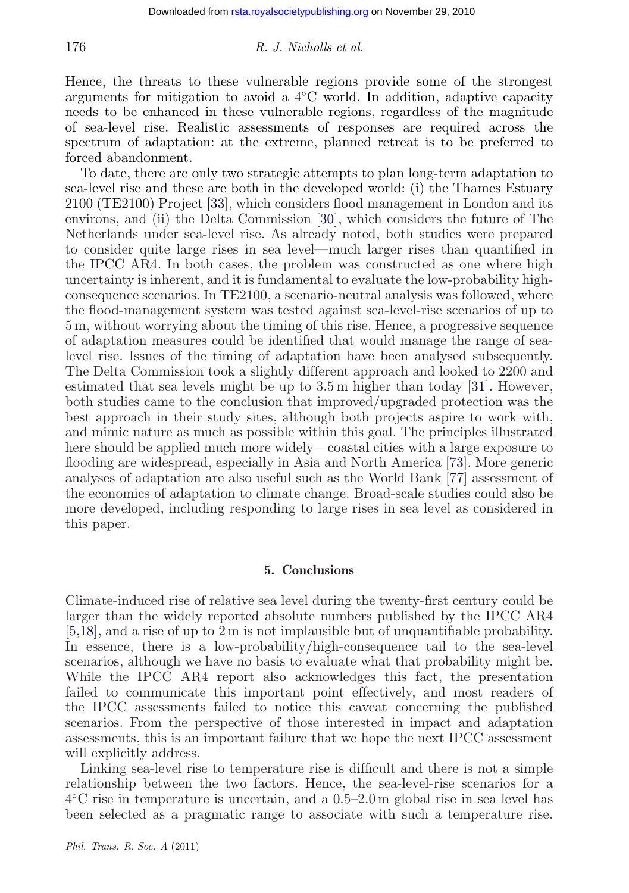Hence, the threats to these vulnerable regions provide some of the strongest arguments for mitigation to avoid a 4°C world. In addition, adaptive capacity needs to be enhanced in these vulnerable regions, regardless of the magnitude of sea-level rise. Realistic assessments of responses are required across the spectrum of adaptation: at the extreme, planned retreat is to be preferred to forced abandonment.

To date, there are only two strategic attempts to plan long-term adaptation to sea-level rise and these are both in the developed world: (i) the Thames Estuary 2100 (TE2100) Project [33], which considers flood management in London and its environs, and (ii) the Delta Commission [30], which considers the future of The Netherlands under sea-level rise. As already noted, both studies were prepared to consider quite large rises in sea level—much larger rises than quantified in the IPCC AR4. In both cases, the problem was constructed as one where high uncertainty is inherent, and it is fundamental to evaluate the low-probability high-consequence scenarios. In TE2100, a scenario-neutral analysis was followed, where the flood-management system was tested against sea-level-rise scenarios of up to 5 m, without worrying about the timing of this rise. Hence, a progressive sequence of adaptation measures could be identified that would manage the range of sea-level rise. Issues of the timing of adaptation have been analysed subsequently. The Delta Commission took a slightly different approach and looked to 2200 and estimated that sea levels might be up to 3.5 m higher than today [31]. However, both studies came to the conclusion that improved/upgraded protection was the best approach in their study sites, although both projects aspire to work with, and mimic nature as much as possible within this goal. The principles illustrated here should be applied much more widely—coastal cities with a large exposure to flooding are widespread, especially in Asia and North America [73]. More generic analyses of adaptation are also useful such as the World Bank [77] assessment of the economics of adaptation to climate change. Broad-scale studies could also be more developed, including responding to large rises in sea level as considered in this paper.

## 5. Conclusions

Climate-induced rise of relative sea level during the twenty-first century could be larger than the widely reported absolute numbers published by the IPCC AR4 [5,18], and a rise of up to 2 m is not implausible but of unquantifiable probability. In essence, there is a low-probability/high-consequence tail to the sea-level scenarios, although we have no basis to evaluate what that probability might be. While the IPCC AR4 report also acknowledges this fact, the presentation failed to communicate this important point effectively, and most readers of the IPCC assessments failed to notice this caveat concerning the published scenarios. From the perspective of those interested in impact and adaptation assessments, this is an important failure that we hope the next IPCC assessment will explicitly address.

Linking sea-level rise to temperature rise is difficult and there is not a simple relationship between the two factors. Hence, the sea-level-rise scenarios for a 4°C rise in temperature is uncertain, and a 0.5–2.0 m global rise in sea level has been selected as a pragmatic range to associate with such a temperature rise.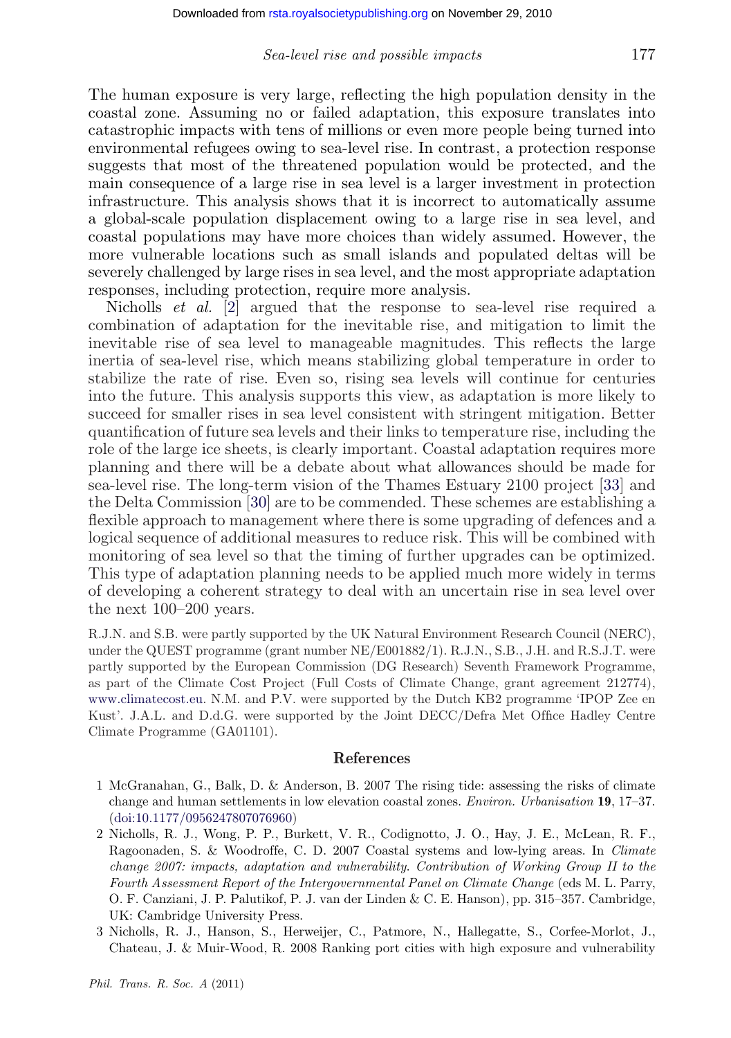The human exposure is very large, reflecting the high population density in the coastal zone. Assuming no or failed adaptation, this exposure translates into catastrophic impacts with tens of millions or even more people being turned into environmental refugees owing to sea-level rise. In contrast, a protection response suggests that most of the threatened population would be protected, and the main consequence of a large rise in sea level is a larger investment in protection infrastructure. This analysis shows that it is incorrect to automatically assume a global-scale population displacement owing to a large rise in sea level, and coastal populations may have more choices than widely assumed. However, the more vulnerable locations such as small islands and populated deltas will be severely challenged by large rises in sea level, and the most appropriate adaptation responses, including protection, require more analysis.

Nicholls *et al.* [2] argued that the response to sea-level rise required a combination of adaptation for the inevitable rise, and mitigation to limit the inevitable rise of sea level to manageable magnitudes. This reflects the large inertia of sea-level rise, which means stabilizing global temperature in order to stabilize the rate of rise. Even so, rising sea levels will continue for centuries into the future. This analysis supports this view, as adaptation is more likely to succeed for smaller rises in sea level consistent with stringent mitigation. Better quantification of future sea levels and their links to temperature rise, including the role of the large ice sheets, is clearly important. Coastal adaptation requires more planning and there will be a debate about what allowances should be made for sea-level rise. The long-term vision of the Thames Estuary 2100 project [33] and the Delta Commission [30] are to be commended. These schemes are establishing a flexible approach to management where there is some upgrading of defences and a logical sequence of additional measures to reduce risk. This will be combined with monitoring of sea level so that the timing of further upgrades can be optimized. This type of adaptation planning needs to be applied much more widely in terms of developing a coherent strategy to deal with an uncertain rise in sea level over the next 100–200 years.

R.J.N. and S.B. were partly supported by the UK Natural Environment Research Council (NERC), under the QUEST programme (grant number NE/E001882/1). R.J.N., S.B., J.H. and R.S.J.T. were partly supported by the European Commission (DG Research) Seventh Framework Programme, as part of the Climate Cost Project (Full Costs of Climate Change, grant agreement 212774), www.climatecost.eu. N.M. and P.V. were supported by the Dutch KB2 programme 'IPOP Zee en Kust'. J.A.L. and D.d.G. were supported by the Joint DECC/Defra Met Office Hadley Centre Climate Programme (GA01101).

## References

1 McGranahan, G., Balk, D. & Anderson, B. 2007 The rising tide: assessing the risks of climate change and human settlements in low elevation coastal zones. *Environ. Urbanisation* **19**, 17–37. (doi:10.1177/0956247807076960)

2 Nicholls, R. J., Wong, P. P., Burkett, V. R., Codignotto, J. O., Hay, J. E., McLean, R. F., Ragoonaden, S. & Woodroffe, C. D. 2007 Coastal systems and low-lying areas. In *Climate change 2007: impacts, adaptation and vulnerability. Contribution of Working Group II to the Fourth Assessment Report of the Intergovernmental Panel on Climate Change* (eds M. L. Parry, O. F. Canziani, J. P. Palutikof, P. J. van der Linden & C. E. Hanson), pp. 315–357. Cambridge, UK: Cambridge University Press.

3 Nicholls, R. J., Hanson, S., Herweijer, C., Patmore, N., Hallegatte, S., Corfee-Morlot, J., Chateau, J. & Muir-Wood, R. 2008 Ranking port cities with high exposure and vulnerability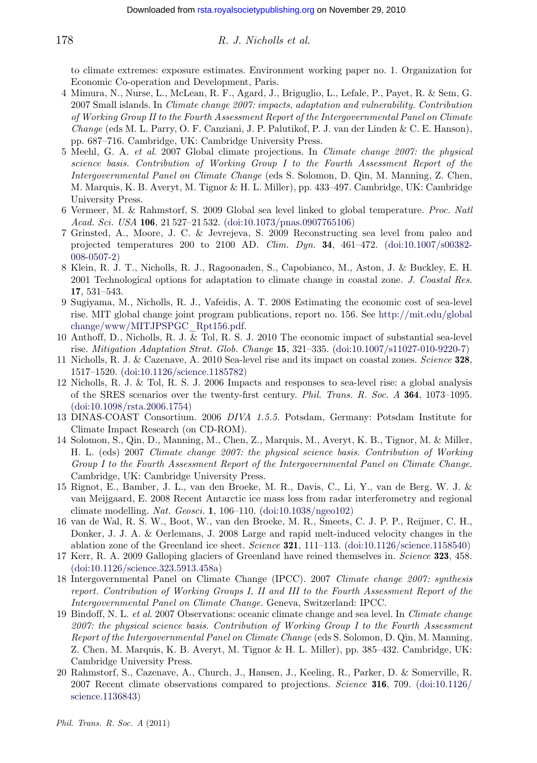to climate extremes: exposure estimates. Environment working paper no. 1. Organization for Economic Co-operation and Development, Paris.

4 Mimura, N., Nurse, L., McLean, R. F., Agard, J., Briguglio, L., Lefale, P., Payet, R. & Sem, G. 2007 Small islands. In *Climate change 2007: impacts, adaptation and vulnerability. Contribution of Working Group II to the Fourth Assessment Report of the Intergovernmental Panel on Climate Change* (eds M. L. Parry, O. F. Canziani, J. P. Palutikof, P. J. van der Linden & C. E. Hanson), pp. 687–716. Cambridge, UK: Cambridge University Press.

5 Meehl, G. A. *et al.* 2007 Global climate projections. In *Climate change 2007: the physical science basis. Contribution of Working Group I to the Fourth Assessment Report of the Intergovernmental Panel on Climate Change* (eds S. Solomon, D. Qin, M. Manning, Z. Chen, M. Marquis, K. B. Averyt, M. Tignor & H. L. Miller), pp. 433–497. Cambridge, UK: Cambridge University Press.

6 Vermeer, M. & Rahmstorf, S. 2009 Global sea level linked to global temperature. *Proc. Natl Acad. Sci. USA* **106**, 21 527–21 532. (doi:10.1073/pnas.0907765106)

7 Grinsted, A., Moore, J. C. & Jevrejeva, S. 2009 Reconstructing sea level from paleo and projected temperatures 200 to 2100 AD. *Clim. Dyn.* **34**, 461–472. (doi:10.1007/s00382-008-0507-2)

8 Klein, R. J. T., Nicholls, R. J., Ragoonaden, S., Capobianco, M., Aston, J. & Buckley, E. H. 2001 Technological options for adaptation to climate change in coastal zone. *J. Coastal Res.* **17**, 531–543.

9 Sugiyama, M., Nicholls, R. J., Vafeidis, A. T. 2008 Estimating the economic cost of sea-level rise. MIT global change joint program publications, report no. 156. See http://mit.edu/globalchange/www/MITJPSPGC_Rpt156.pdf.

10 Anthoff, D., Nicholls, R. J. & Tol, R. S. J. 2010 The economic impact of substantial sea-level rise. *Mitigation Adaptation Strat. Glob. Change* **15**, 321–335. (doi:10.1007/s11027-010-9220-7)

11 Nicholls, R. J. & Cazenave, A. 2010 Sea-level rise and its impact on coastal zones. *Science* **328**, 1517–1520. (doi:10.1126/science.1185782)

12 Nicholls, R. J. & Tol, R. S. J. 2006 Impacts and responses to sea-level rise: a global analysis of the SRES scenarios over the twenty-first century. *Phil. Trans. R. Soc. A* **364**, 1073–1095. (doi:10.1098/rsta.2006.1754)

13 DINAS-COAST Consortium. 2006 *DIVA 1.5.5.* Potsdam, Germany: Potsdam Institute for Climate Impact Research (on CD-ROM).

14 Solomon, S., Qin, D., Manning, M., Chen, Z., Marquis, M., Averyt, K. B., Tignor, M. & Miller, H. L. (eds) 2007 *Climate change 2007: the physical science basis. Contribution of Working Group I to the Fourth Assessment Report of the Intergovernmental Panel on Climate Change.* Cambridge, UK: Cambridge University Press.

15 Rignot, E., Bamber, J. L., van den Broeke, M. R., Davis, C., Li, Y., van de Berg, W. J. & van Meijgaard, E. 2008 Recent Antarctic ice mass loss from radar interferometry and regional climate modelling. *Nat. Geosci.* **1**, 106–110. (doi:10.1038/ngeo102)

16 van de Wal, R. S. W., Boot, W., van den Broeke, M. R., Smeets, C. J. P. P., Reijmer, C. H., Donker, J. J. A. & Oerlemans, J. 2008 Large and rapid melt-induced velocity changes in the ablation zone of the Greenland ice sheet. *Science* **321**, 111–113. (doi:10.1126/science.1158540)

17 Kerr, R. A. 2009 Galloping glaciers of Greenland have reined themselves in. *Science* **323**, 458. (doi:10.1126/science.323.5913.458a)

18 Intergovernmental Panel on Climate Change (IPCC). 2007 *Climate change 2007: synthesis report. Contribution of Working Groups I, II and III to the Fourth Assessment Report of the Intergovernmental Panel on Climate Change.* Geneva, Switzerland: IPCC.

19 Bindoff, N. L. *et al.* 2007 Observations: oceanic climate change and sea level. In *Climate change 2007: the physical science basis. Contribution of Working Group I to the Fourth Assessment Report of the Intergovernmental Panel on Climate Change* (eds S. Solomon, D. Qin, M. Manning, Z. Chen, M. Marquis, K. B. Averyt, M. Tignor & H. L. Miller), pp. 385–432. Cambridge, UK: Cambridge University Press.

20 Rahmstorf, S., Cazenave, A., Church, J., Hansen, J., Keeling, R., Parker, D. & Somerville, R. 2007 Recent climate observations compared to projections. *Science* **316**, 709. (doi:10.1126/science.1136843)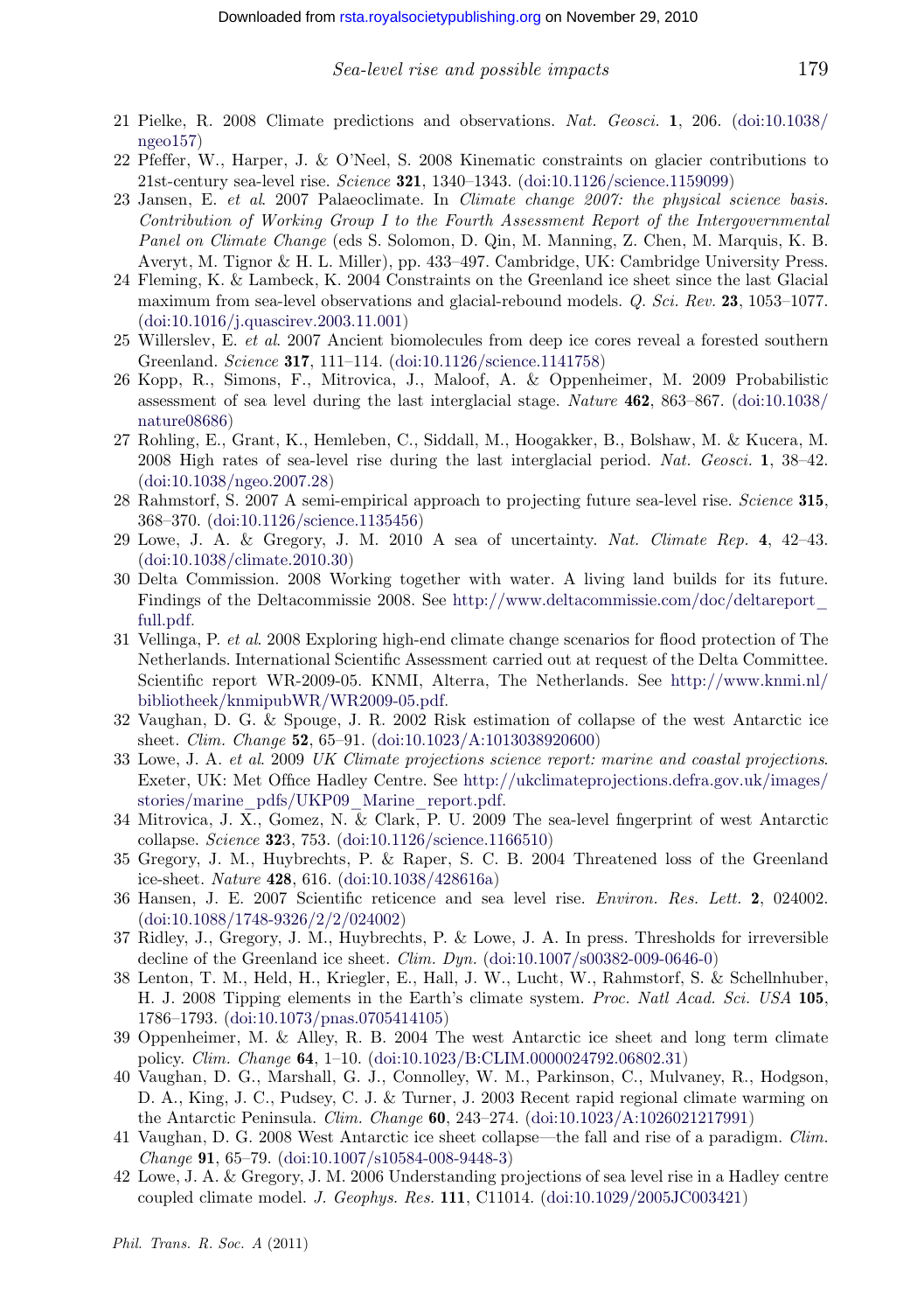21 Pielke, R. 2008 Climate predictions and observations. *Nat. Geosci.* **1**, 206. (doi:10.1038/ngeo157)

22 Pfeffer, W., Harper, J. & O'Neel, S. 2008 Kinematic constraints on glacier contributions to 21st-century sea-level rise. *Science* **321**, 1340–1343. (doi:10.1126/science.1159099)

23 Jansen, E. *et al.* 2007 Palaeoclimate. In *Climate change 2007: the physical science basis. Contribution of Working Group I to the Fourth Assessment Report of the Intergovernmental Panel on Climate Change* (eds S. Solomon, D. Qin, M. Manning, Z. Chen, M. Marquis, K. B. Averyt, M. Tignor & H. L. Miller), pp. 433–497. Cambridge, UK: Cambridge University Press.

24 Fleming, K. & Lambeck, K. 2004 Constraints on the Greenland ice sheet since the last Glacial maximum from sea-level observations and glacial-rebound models. *Q. Sci. Rev.* **23**, 1053–1077. (doi:10.1016/j.quascirev.2003.11.001)

25 Willerslev, E. *et al.* 2007 Ancient biomolecules from deep ice cores reveal a forested southern Greenland. *Science* **317**, 111–114. (doi:10.1126/science.1141758)

26 Kopp, R., Simons, F., Mitrovica, J., Maloof, A. & Oppenheimer, M. 2009 Probabilistic assessment of sea level during the last interglacial stage. *Nature* **462**, 863–867. (doi:10.1038/nature08686)

27 Rohling, E., Grant, K., Hemleben, C., Siddall, M., Hoogakker, B., Bolshaw, M. & Kucera, M. 2008 High rates of sea-level rise during the last interglacial period. *Nat. Geosci.* **1**, 38–42. (doi:10.1038/ngeo.2007.28)

28 Rahmstorf, S. 2007 A semi-empirical approach to projecting future sea-level rise. *Science* **315**, 368–370. (doi:10.1126/science.1135456)

29 Lowe, J. A. & Gregory, J. M. 2010 A sea of uncertainty. *Nat. Climate Rep.* **4**, 42–43. (doi:10.1038/climate.2010.30)

30 Delta Commission. 2008 Working together with water. A living land builds for its future. Findings of the Deltacommissie 2008. See http://www.deltacommissie.com/doc/deltareport_full.pdf.

31 Vellinga, P. *et al.* 2008 Exploring high-end climate change scenarios for flood protection of The Netherlands. International Scientific Assessment carried out at request of the Delta Committee. Scientific report WR-2009-05. KNMI, Alterra, The Netherlands. See http://www.knmi.nl/bibliotheek/knmipubWR/WR2009-05.pdf.

32 Vaughan, D. G. & Spouge, J. R. 2002 Risk estimation of collapse of the west Antarctic ice sheet. *Clim. Change* **52**, 65–91. (doi:10.1023/A:1013038920600)

33 Lowe, J. A. *et al.* 2009 *UK Climate projections science report: marine and coastal projections*. Exeter, UK: Met Office Hadley Centre. See http://ukclimateprojections.defra.gov.uk/images/stories/marine_pdfs/UKP09_Marine_report.pdf.

34 Mitrovica, J. X., Gomez, N. & Clark, P. U. 2009 The sea-level fingerprint of west Antarctic collapse. *Science* **323**, 753. (doi:10.1126/science.1166510)

35 Gregory, J. M., Huybrechts, P. & Raper, S. C. B. 2004 Threatened loss of the Greenland ice-sheet. *Nature* **428**, 616. (doi:10.1038/428616a)

36 Hansen, J. E. 2007 Scientific reticence and sea level rise. *Environ. Res. Lett.* **2**, 024002. (doi:10.1088/1748-9326/2/2/024002)

37 Ridley, J., Gregory, J. M., Huybrechts, P. & Lowe, J. A. In press. Thresholds for irreversible decline of the Greenland ice sheet. *Clim. Dyn.* (doi:10.1007/s00382-009-0646-0)

38 Lenton, T. M., Held, H., Kriegler, E., Hall, J. W., Lucht, W., Rahmstorf, S. & Schellnhuber, H. J. 2008 Tipping elements in the Earth's climate system. *Proc. Natl Acad. Sci. USA* **105**, 1786–1793. (doi:10.1073/pnas.0705414105)

39 Oppenheimer, M. & Alley, R. B. 2004 The west Antarctic ice sheet and long term climate policy. *Clim. Change* **64**, 1–10. (doi:10.1023/B:CLIM.0000024792.06802.31)

40 Vaughan, D. G., Marshall, G. J., Connolley, W. M., Parkinson, C., Mulvaney, R., Hodgson, D. A., King, J. C., Pudsey, C. J. & Turner, J. 2003 Recent rapid regional climate warming on the Antarctic Peninsula. *Clim. Change* **60**, 243–274. (doi:10.1023/A:1026021217991)

41 Vaughan, D. G. 2008 West Antarctic ice sheet collapse—the fall and rise of a paradigm. *Clim. Change* **91**, 65–79. (doi:10.1007/s10584-008-9448-3)

42 Lowe, J. A. & Gregory, J. M. 2006 Understanding projections of sea level rise in a Hadley centre coupled climate model. *J. Geophys. Res.* **111**, C11014. (doi:10.1029/2005JC003421)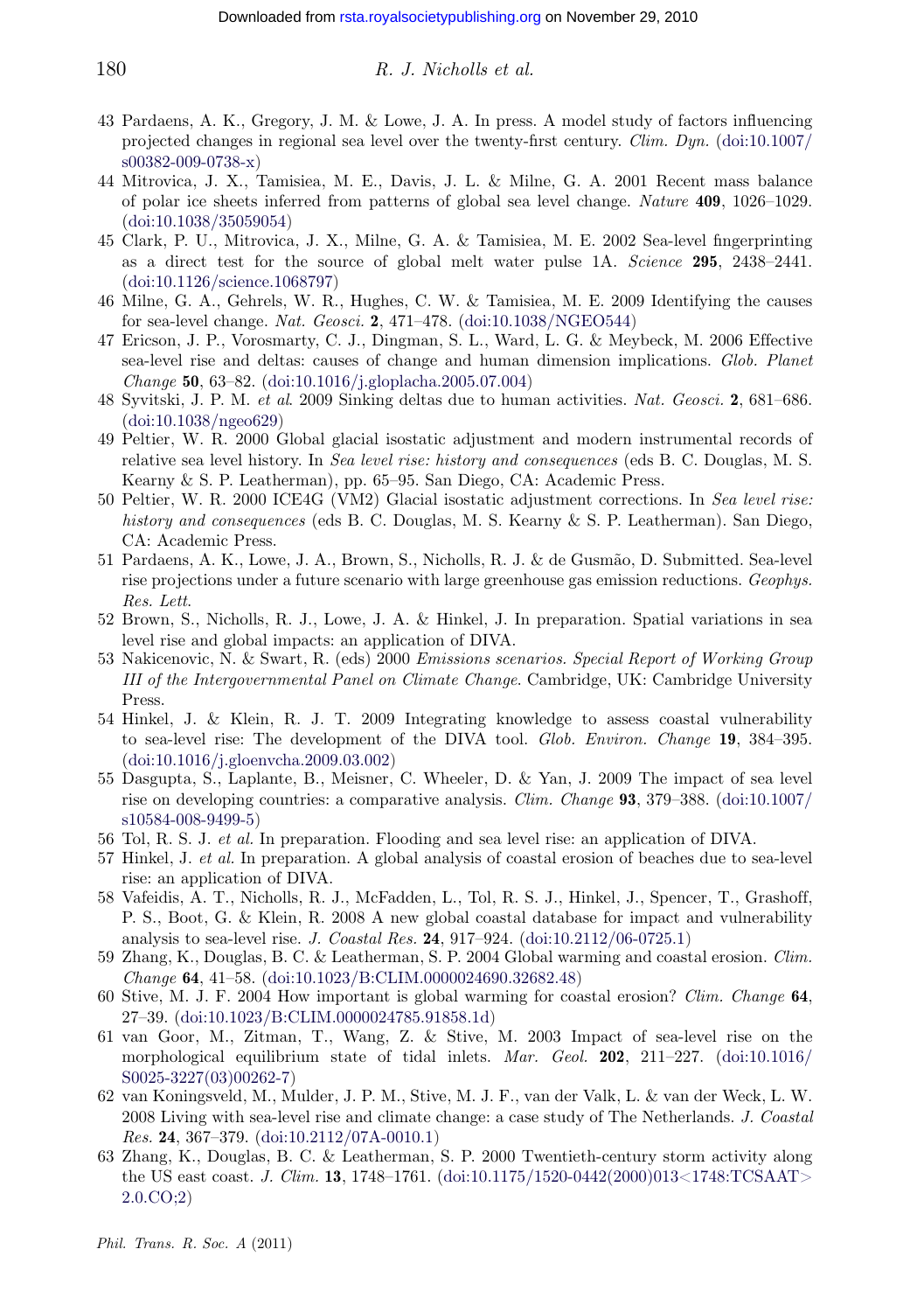43 Pardaens, A. K., Gregory, J. M. & Lowe, J. A. In press. A model study of factors influencing projected changes in regional sea level over the twenty-first century. *Clim. Dyn.* (doi:10.1007/s00382-009-0738-x)

44 Mitrovica, J. X., Tamisiea, M. E., Davis, J. L. & Milne, G. A. 2001 Recent mass balance of polar ice sheets inferred from patterns of global sea level change. *Nature* **409**, 1026–1029. (doi:10.1038/35059054)

45 Clark, P. U., Mitrovica, J. X., Milne, G. A. & Tamisiea, M. E. 2002 Sea-level fingerprinting as a direct test for the source of global melt water pulse 1A. *Science* **295**, 2438–2441. (doi:10.1126/science.1068797)

46 Milne, G. A., Gehrels, W. R., Hughes, C. W. & Tamisiea, M. E. 2009 Identifying the causes for sea-level change. *Nat. Geosci.* **2**, 471–478. (doi:10.1038/NGEO544)

47 Ericson, J. P., Vorosmarty, C. J., Dingman, S. L., Ward, L. G. & Meybeck, M. 2006 Effective sea-level rise and deltas: causes of change and human dimension implications. *Glob. Planet Change* **50**, 63–82. (doi:10.1016/j.gloplacha.2005.07.004)

48 Syvitski, J. P. M. *et al*. 2009 Sinking deltas due to human activities. *Nat. Geosci.* **2**, 681–686. (doi:10.1038/ngeo629)

49 Peltier, W. R. 2000 Global glacial isostatic adjustment and modern instrumental records of relative sea level history. In *Sea level rise: history and consequences* (eds B. C. Douglas, M. S. Kearny & S. P. Leatherman), pp. 65–95. San Diego, CA: Academic Press.

50 Peltier, W. R. 2000 ICE4G (VM2) Glacial isostatic adjustment corrections. In *Sea level rise: history and consequences* (eds B. C. Douglas, M. S. Kearny & S. P. Leatherman). San Diego, CA: Academic Press.

51 Pardaens, A. K., Lowe, J. A., Brown, S., Nicholls, R. J. & de Gusmão, D. Submitted. Sea-level rise projections under a future scenario with large greenhouse gas emission reductions. *Geophys. Res. Lett.*

52 Brown, S., Nicholls, R. J., Lowe, J. A. & Hinkel, J. In preparation. Spatial variations in sea level rise and global impacts: an application of DIVA.

53 Nakicenovic, N. & Swart, R. (eds) 2000 *Emissions scenarios. Special Report of Working Group III of the Intergovernmental Panel on Climate Change*. Cambridge, UK: Cambridge University Press.

54 Hinkel, J. & Klein, R. J. T. 2009 Integrating knowledge to assess coastal vulnerability to sea-level rise: The development of the DIVA tool. *Glob. Environ. Change* **19**, 384–395. (doi:10.1016/j.gloenvcha.2009.03.002)

55 Dasgupta, S., Laplante, B., Meisner, C. Wheeler, D. & Yan, J. 2009 The impact of sea level rise on developing countries: a comparative analysis. *Clim. Change* **93**, 379–388. (doi:10.1007/s10584-008-9499-5)

56 Tol, R. S. J. *et al.* In preparation. Flooding and sea level rise: an application of DIVA.

57 Hinkel, J. *et al.* In preparation. A global analysis of coastal erosion of beaches due to sea-level rise: an application of DIVA.

58 Vafeidis, A. T., Nicholls, R. J., McFadden, L., Tol, R. S. J., Hinkel, J., Spencer, T., Grashoff, P. S., Boot, G. & Klein, R. 2008 A new global coastal database for impact and vulnerability analysis to sea-level rise. *J. Coastal Res.* **24**, 917–924. (doi:10.2112/06-0725.1)

59 Zhang, K., Douglas, B. C. & Leatherman, S. P. 2004 Global warming and coastal erosion. *Clim. Change* **64**, 41–58. (doi:10.1023/B:CLIM.0000024690.32682.48)

60 Stive, M. J. F. 2004 How important is global warming for coastal erosion? *Clim. Change* **64**, 27–39. (doi:10.1023/B:CLIM.0000024785.91858.1d)

61 van Goor, M., Zitman, T., Wang, Z. & Stive, M. 2003 Impact of sea-level rise on the morphological equilibrium state of tidal inlets. *Mar. Geol.* **202**, 211–227. (doi:10.1016/S0025-3227(03)00262-7)

62 van Koningsveld, M., Mulder, J. P. M., Stive, M. J. F., van der Valk, L. & van der Weck, L. W. 2008 Living with sea-level rise and climate change: a case study of The Netherlands. *J. Coastal Res.* **24**, 367–379. (doi:10.2112/07A-0010.1)

63 Zhang, K., Douglas, B. C. & Leatherman, S. P. 2000 Twentieth-century storm activity along the US east coast. *J. Clim.* **13**, 1748–1761. (doi:10.1175/1520-0442(2000)013<1748:TCSAAT>2.0.CO;2)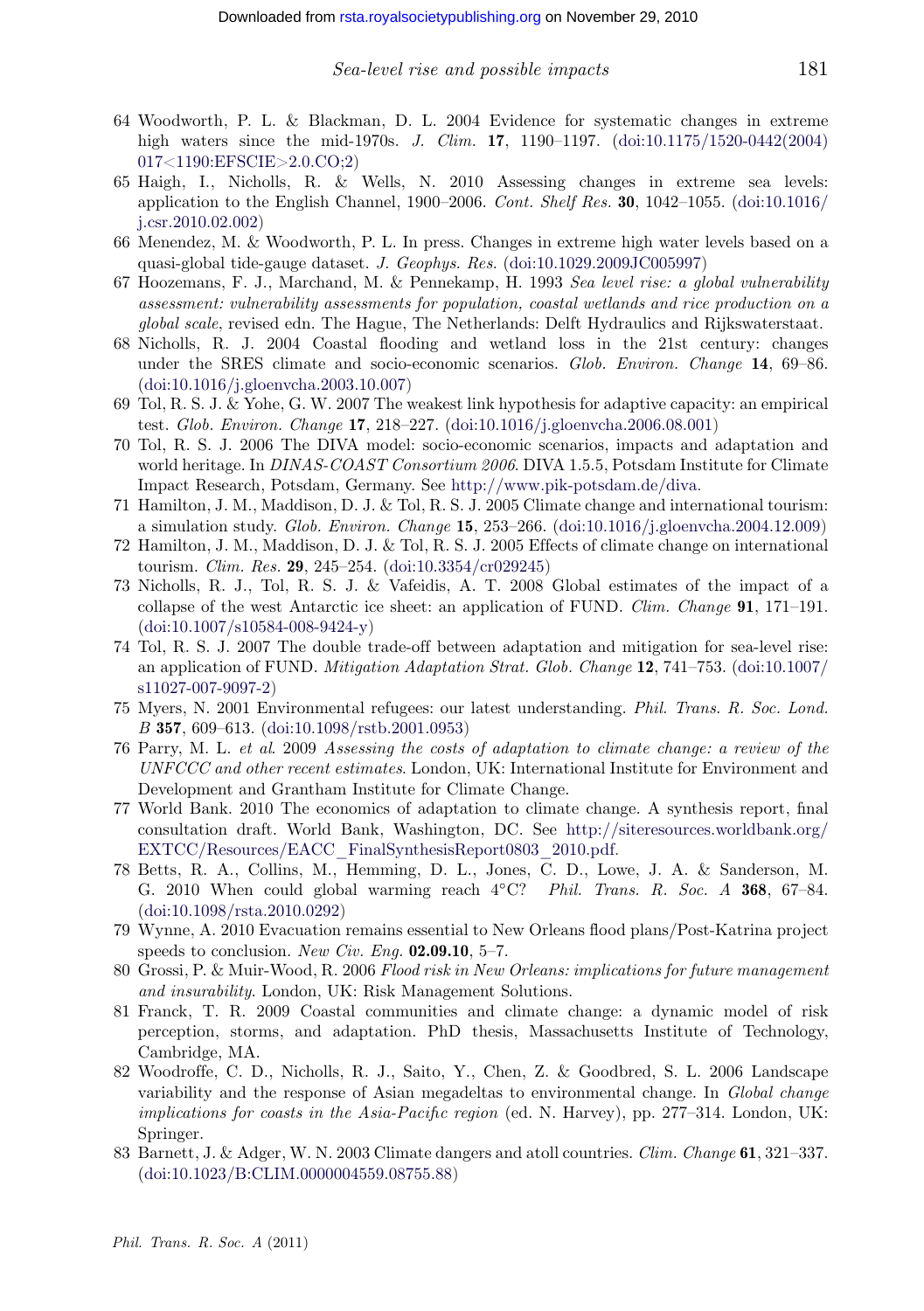64 Woodworth, P. L. & Blackman, D. L. 2004 Evidence for systematic changes in extreme high waters since the mid-1970s. *J. Clim.* **17**, 1190–1197. (doi:10.1175/1520-0442(2004)017<1190:EFSCIE>2.0.CO;2)

65 Haigh, I., Nicholls, R. & Wells, N. 2010 Assessing changes in extreme sea levels: application to the English Channel, 1900–2006. *Cont. Shelf Res.* **30**, 1042–1055. (doi:10.1016/j.csr.2010.02.002)

66 Menendez, M. & Woodworth, P. L. In press. Changes in extreme high water levels based on a quasi-global tide-gauge dataset. *J. Geophys. Res.* (doi:10.1029.2009JC005997)

67 Hoozemans, F. J., Marchand, M. & Pennekamp, H. 1993 *Sea level rise: a global vulnerability assessment: vulnerability assessments for population, coastal wetlands and rice production on a global scale*, revised edn. The Hague, The Netherlands: Delft Hydraulics and Rijkswaterstaat.

68 Nicholls, R. J. 2004 Coastal flooding and wetland loss in the 21st century: changes under the SRES climate and socio-economic scenarios. *Glob. Environ. Change* **14**, 69–86. (doi:10.1016/j.gloenvcha.2003.10.007)

69 Tol, R. S. J. & Yohe, G. W. 2007 The weakest link hypothesis for adaptive capacity: an empirical test. *Glob. Environ. Change* **17**, 218–227. (doi:10.1016/j.gloenvcha.2006.08.001)

70 Tol, R. S. J. 2006 The DIVA model: socio-economic scenarios, impacts and adaptation and world heritage. In *DINAS-COAST Consortium 2006*. DIVA 1.5.5, Potsdam Institute for Climate Impact Research, Potsdam, Germany. See http://www.pik-potsdam.de/diva.

71 Hamilton, J. M., Maddison, D. J. & Tol, R. S. J. 2005 Climate change and international tourism: a simulation study. *Glob. Environ. Change* **15**, 253–266. (doi:10.1016/j.gloenvcha.2004.12.009)

72 Hamilton, J. M., Maddison, D. J. & Tol, R. S. J. 2005 Effects of climate change on international tourism. *Clim. Res.* **29**, 245–254. (doi:10.3354/cr029245)

73 Nicholls, R. J., Tol, R. S. J. & Vafeidis, A. T. 2008 Global estimates of the impact of a collapse of the west Antarctic ice sheet: an application of FUND. *Clim. Change* **91**, 171–191. (doi:10.1007/s10584-008-9424-y)

74 Tol, R. S. J. 2007 The double trade-off between adaptation and mitigation for sea-level rise: an application of FUND. *Mitigation Adaptation Strat. Glob. Change* **12**, 741–753. (doi:10.1007/s11027-007-9097-2)

75 Myers, N. 2001 Environmental refugees: our latest understanding. *Phil. Trans. R. Soc. Lond. B* **357**, 609–613. (doi:10.1098/rstb.2001.0953)

76 Parry, M. L. *et al.* 2009 *Assessing the costs of adaptation to climate change: a review of the UNFCCC and other recent estimates*. London, UK: International Institute for Environment and Development and Grantham Institute for Climate Change.

77 World Bank. 2010 The economics of adaptation to climate change. A synthesis report, final consultation draft. World Bank, Washington, DC. See http://siteresources.worldbank.org/EXTCC/Resources/EACC_FinalSynthesisReport0803_2010.pdf.

78 Betts, R. A., Collins, M., Hemming, D. L., Jones, C. D., Lowe, J. A. & Sanderson, M. G. 2010 When could global warming reach 4°C? *Phil. Trans. R. Soc. A* **368**, 67–84. (doi:10.1098/rsta.2010.0292)

79 Wynne, A. 2010 Evacuation remains essential to New Orleans flood plans/Post-Katrina project speeds to conclusion. *New Civ. Eng.* **02.09.10**, 5–7.

80 Grossi, P. & Muir-Wood, R. 2006 *Flood risk in New Orleans: implications for future management and insurability*. London, UK: Risk Management Solutions.

81 Franck, T. R. 2009 Coastal communities and climate change: a dynamic model of risk perception, storms, and adaptation. PhD thesis, Massachusetts Institute of Technology, Cambridge, MA.

82 Woodroffe, C. D., Nicholls, R. J., Saito, Y., Chen, Z. & Goodbred, S. L. 2006 Landscape variability and the response of Asian megadeltas to environmental change. In *Global change implications for coasts in the Asia-Pacific region* (ed. N. Harvey), pp. 277–314. London, UK: Springer.

83 Barnett, J. & Adger, W. N. 2003 Climate dangers and atoll countries. *Clim. Change* **61**, 321–337. (doi:10.1023/B:CLIM.0000004559.08755.88)